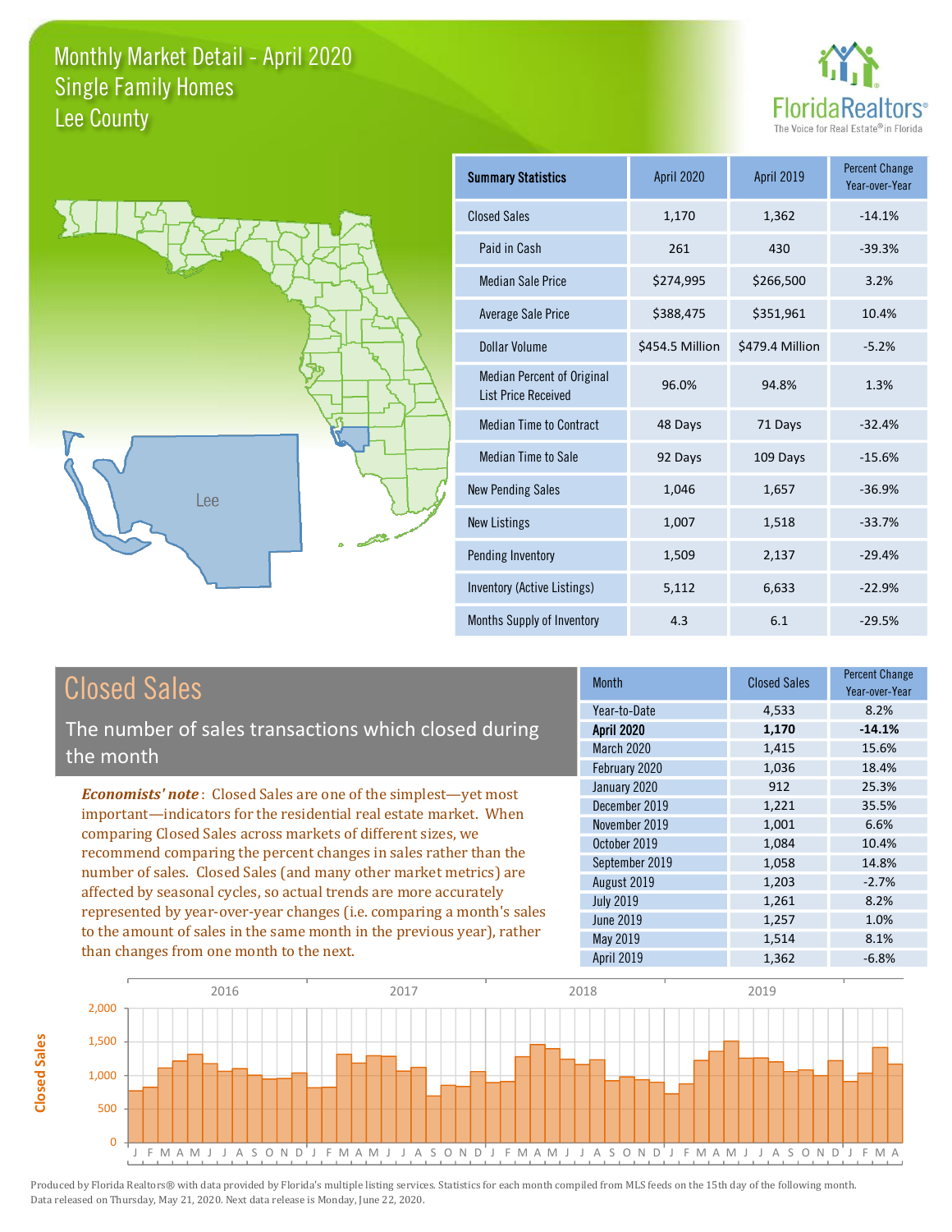# Monthly Market Detail - April 2020
## Single Family Homes
## Lee County

FloridaRealtors® The Voice for Real Estate® in Florida

| Summary Statistics | April 2020 | April 2019 | Percent Change Year-over-Year |
|---|---|---|---|
| Closed Sales | 1,170 | 1,362 | -14.1% |
| Paid in Cash | 261 | 430 | -39.3% |
| Median Sale Price | $274,995 | $266,500 | 3.2% |
| Average Sale Price | $388,475 | $351,961 | 10.4% |
| Dollar Volume | $454.5 Million | $479.4 Million | -5.2% |
| Median Percent of Original List Price Received | 96.0% | 94.8% | 1.3% |
| Median Time to Contract | 48 Days | 71 Days | -32.4% |
| Median Time to Sale | 92 Days | 109 Days | -15.6% |
| New Pending Sales | 1,046 | 1,657 | -36.9% |
| New Listings | 1,007 | 1,518 | -33.7% |
| Pending Inventory | 1,509 | 2,137 | -29.4% |
| Inventory (Active Listings) | 5,112 | 6,633 | -22.9% |
| Months Supply of Inventory | 4.3 | 6.1 | -29.5% |

## Closed Sales

The number of sales transactions which closed during the month

*Economists' note*: Closed Sales are one of the simplest—yet most important—indicators for the residential real estate market. When comparing Closed Sales across markets of different sizes, we recommend comparing the percent changes in sales rather than the number of sales. Closed Sales (and many other market metrics) are affected by seasonal cycles, so actual trends are more accurately represented by year-over-year changes (i.e. comparing a month's sales to the amount of sales in the same month in the previous year), rather than changes from one month to the next.

| Month | Closed Sales | Percent Change Year-over-Year |
|---|---|---|
| Year-to-Date | 4,533 | 8.2% |
| **April 2020** | **1,170** | **-14.1%** |
| March 2020 | 1,415 | 15.6% |
| February 2020 | 1,036 | 18.4% |
| January 2020 | 912 | 25.3% |
| December 2019 | 1,221 | 35.5% |
| November 2019 | 1,001 | 6.6% |
| October 2019 | 1,084 | 10.4% |
| September 2019 | 1,058 | 14.8% |
| August 2019 | 1,203 | -2.7% |
| July 2019 | 1,261 | 8.2% |
| June 2019 | 1,257 | 1.0% |
| May 2019 | 1,514 | 8.1% |
| April 2019 | 1,362 | -6.8% |

Produced by Florida Realtors® with data provided by Florida's multiple listing services. Statistics for each month compiled from MLS feeds on the 15th day of the following month. Data released on Thursday, May 21, 2020. Next data release is Monday, June 22, 2020.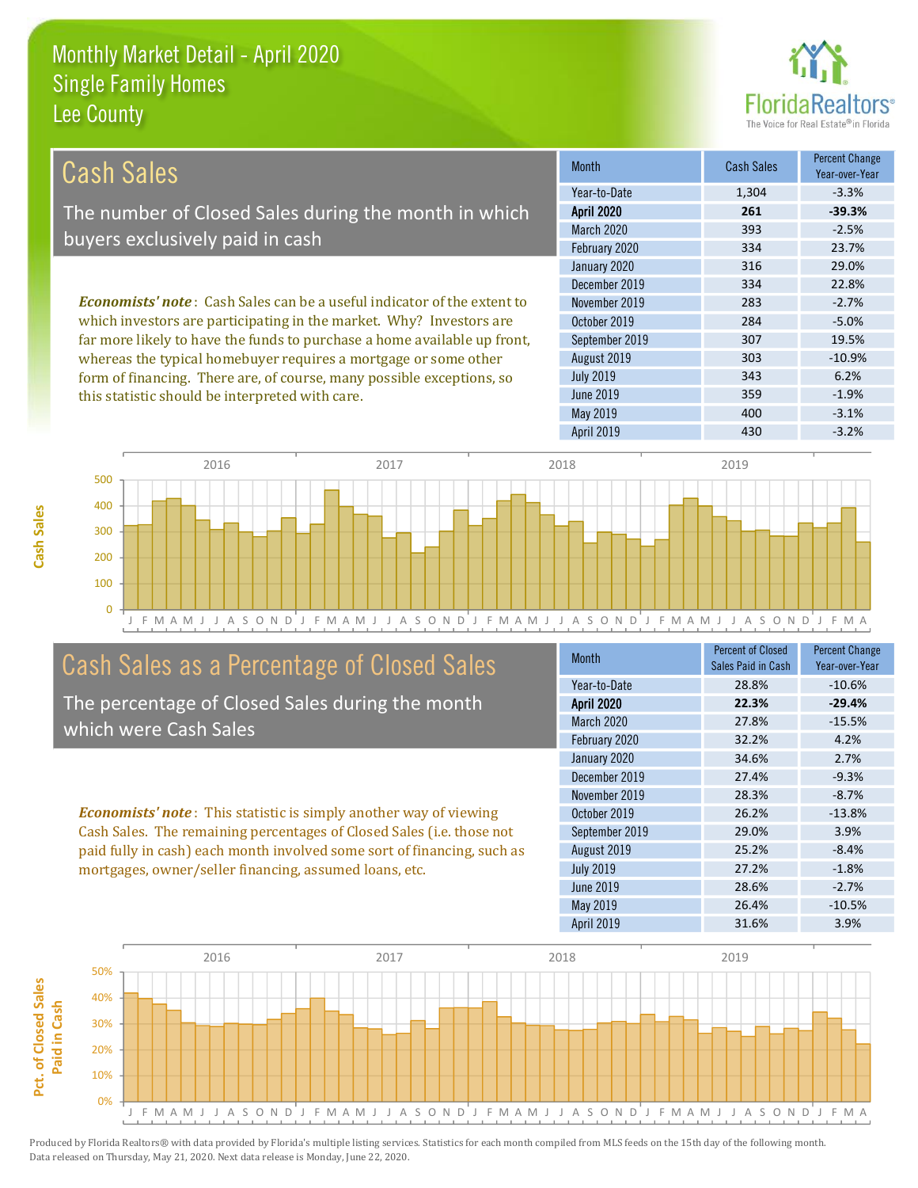# Monthly Market Detail - April 2020
## Single Family Homes
## Lee County

## Cash Sales

The number of Closed Sales during the month in which buyers exclusively paid in cash

*Economists' note*: Cash Sales can be a useful indicator of the extent to which investors are participating in the market. Why? Investors are far more likely to have the funds to purchase a home available up front, whereas the typical homebuyer requires a mortgage or some other form of financing. There are, of course, many possible exceptions, so this statistic should be interpreted with care.

| Month | Cash Sales | Percent Change Year-over-Year |
|---|---|---|
| Year-to-Date | 1,304 | -3.3% |
| **April 2020** | **261** | **-39.3%** |
| March 2020 | 393 | -2.5% |
| February 2020 | 334 | 23.7% |
| January 2020 | 316 | 29.0% |
| December 2019 | 334 | 22.8% |
| November 2019 | 283 | -2.7% |
| October 2019 | 284 | -5.0% |
| September 2019 | 307 | 19.5% |
| August 2019 | 303 | -10.9% |
| July 2019 | 343 | 6.2% |
| June 2019 | 359 | -1.9% |
| May 2019 | 400 | -3.1% |
| April 2019 | 430 | -3.2% |

## Cash Sales as a Percentage of Closed Sales

The percentage of Closed Sales during the month which were Cash Sales

*Economists' note*: This statistic is simply another way of viewing Cash Sales. The remaining percentages of Closed Sales (i.e. those not paid fully in cash) each month involved some sort of financing, such as mortgages, owner/seller financing, assumed loans, etc.

| Month | Percent of Closed Sales Paid in Cash | Percent Change Year-over-Year |
|---|---|---|
| Year-to-Date | 28.8% | -10.6% |
| **April 2020** | **22.3%** | **-29.4%** |
| March 2020 | 27.8% | -15.5% |
| February 2020 | 32.2% | 4.2% |
| January 2020 | 34.6% | 2.7% |
| December 2019 | 27.4% | -9.3% |
| November 2019 | 28.3% | -8.7% |
| October 2019 | 26.2% | -13.8% |
| September 2019 | 29.0% | 3.9% |
| August 2019 | 25.2% | -8.4% |
| July 2019 | 27.2% | -1.8% |
| June 2019 | 28.6% | -2.7% |
| May 2019 | 26.4% | -10.5% |
| April 2019 | 31.6% | 3.9% |

Produced by Florida Realtors® with data provided by Florida's multiple listing services. Statistics for each month compiled from MLS feeds on the 15th day of the following month. Data released on Thursday, May 21, 2020. Next data release is Monday, June 22, 2020.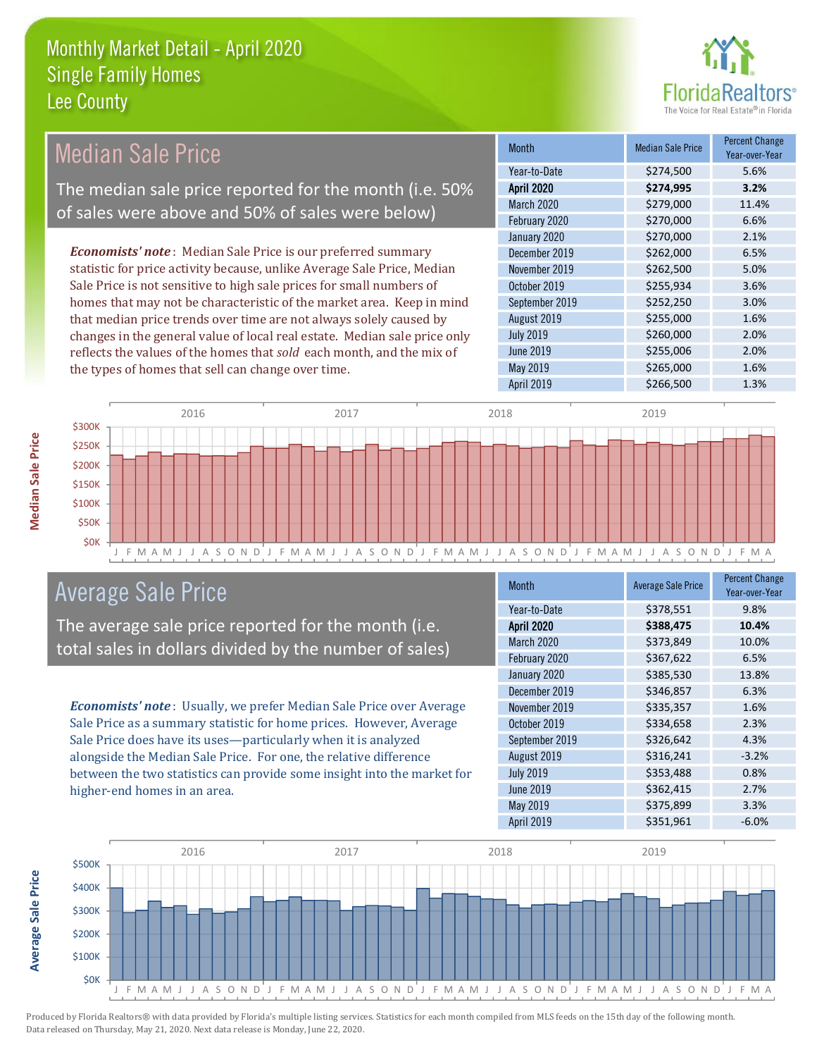# Monthly Market Detail - April 2020
## Single Family Homes
## Lee County

## Median Sale Price

The median sale price reported for the month (i.e. 50% of sales were above and 50% of sales were below)

*Economists' note*: Median Sale Price is our preferred summary statistic for price activity because, unlike Average Sale Price, Median Sale Price is not sensitive to high sale prices for small numbers of homes that may not be characteristic of the market area. Keep in mind that median price trends over time are not always solely caused by changes in the general value of local real estate. Median sale price only reflects the values of the homes that *sold* each month, and the mix of the types of homes that sell can change over time.

| Month | Median Sale Price | Percent Change Year-over-Year |
|---|---|---|
| Year-to-Date | $274,500 | 5.6% |
| **April 2020** | **$274,995** | **3.2%** |
| March 2020 | $279,000 | 11.4% |
| February 2020 | $270,000 | 6.6% |
| January 2020 | $270,000 | 2.1% |
| December 2019 | $262,000 | 6.5% |
| November 2019 | $262,500 | 5.0% |
| October 2019 | $255,934 | 3.6% |
| September 2019 | $252,250 | 3.0% |
| August 2019 | $255,000 | 1.6% |
| July 2019 | $260,000 | 2.0% |
| June 2019 | $255,006 | 2.0% |
| May 2019 | $265,000 | 1.6% |
| April 2019 | $266,500 | 1.3% |

## Average Sale Price

The average sale price reported for the month (i.e. total sales in dollars divided by the number of sales)

*Economists' note*: Usually, we prefer Median Sale Price over Average Sale Price as a summary statistic for home prices. However, Average Sale Price does have its uses—particularly when it is analyzed alongside the Median Sale Price. For one, the relative difference between the two statistics can provide some insight into the market for higher-end homes in an area.

| Month | Average Sale Price | Percent Change Year-over-Year |
|---|---|---|
| Year-to-Date | $378,551 | 9.8% |
| **April 2020** | **$388,475** | **10.4%** |
| March 2020 | $373,849 | 10.0% |
| February 2020 | $367,622 | 6.5% |
| January 2020 | $385,530 | 13.8% |
| December 2019 | $346,857 | 6.3% |
| November 2019 | $335,357 | 1.6% |
| October 2019 | $334,658 | 2.3% |
| September 2019 | $326,642 | 4.3% |
| August 2019 | $316,241 | -3.2% |
| July 2019 | $353,488 | 0.8% |
| June 2019 | $362,415 | 2.7% |
| May 2019 | $375,899 | 3.3% |
| April 2019 | $351,961 | -6.0% |

Produced by Florida Realtors® with data provided by Florida's multiple listing services. Statistics for each month compiled from MLS feeds on the 15th day of the following month. Data released on Thursday, May 21, 2020. Next data release is Monday, June 22, 2020.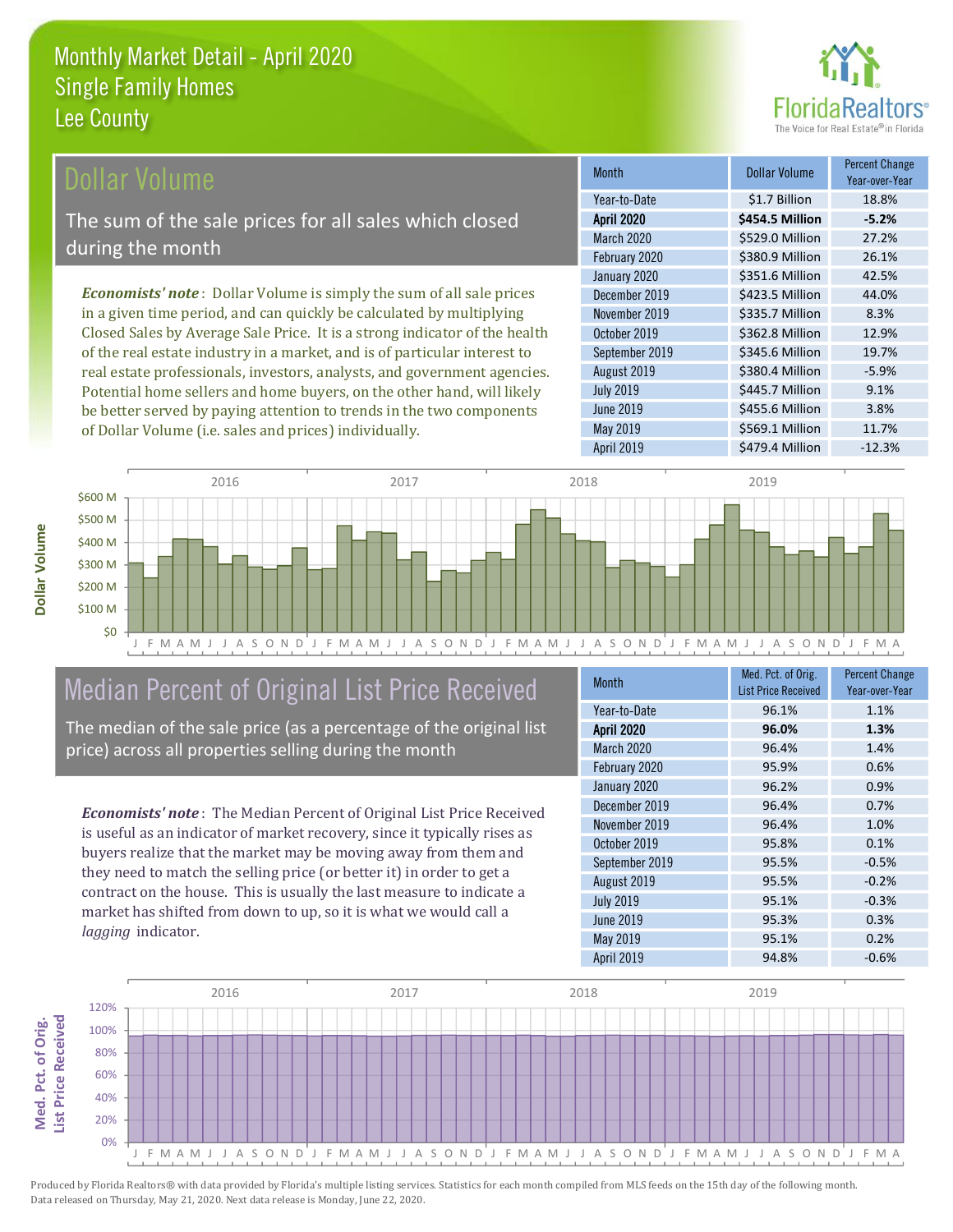# Monthly Market Detail - April 2020
## Single Family Homes
## Lee County

## Dollar Volume

The sum of the sale prices for all sales which closed during the month

*Economists' note*: Dollar Volume is simply the sum of all sale prices in a given time period, and can quickly be calculated by multiplying Closed Sales by Average Sale Price. It is a strong indicator of the health of the real estate industry in a market, and is of particular interest to real estate professionals, investors, analysts, and government agencies. Potential home sellers and home buyers, on the other hand, will likely be better served by paying attention to trends in the two components of Dollar Volume (i.e. sales and prices) individually.

| Month | Dollar Volume | Percent Change Year-over-Year |
| --- | --- | --- |
| Year-to-Date | $1.7 Billion | 18.8% |
| **April 2020** | **$454.5 Million** | **-5.2%** |
| March 2020 | $529.0 Million | 27.2% |
| February 2020 | $380.9 Million | 26.1% |
| January 2020 | $351.6 Million | 42.5% |
| December 2019 | $423.5 Million | 44.0% |
| November 2019 | $335.7 Million | 8.3% |
| October 2019 | $362.8 Million | 12.9% |
| September 2019 | $345.6 Million | 19.7% |
| August 2019 | $380.4 Million | -5.9% |
| July 2019 | $445.7 Million | 9.1% |
| June 2019 | $455.6 Million | 3.8% |
| May 2019 | $569.1 Million | 11.7% |
| April 2019 | $479.4 Million | -12.3% |

## Median Percent of Original List Price Received

The median of the sale price (as a percentage of the original list price) across all properties selling during the month

*Economists' note*: The Median Percent of Original List Price Received is useful as an indicator of market recovery, since it typically rises as buyers realize that the market may be moving away from them and they need to match the selling price (or better it) in order to get a contract on the house. This is usually the last measure to indicate a market has shifted from down to up, so it is what we would call a *lagging* indicator.

| Month | Med. Pct. of Orig. List Price Received | Percent Change Year-over-Year |
| --- | --- | --- |
| Year-to-Date | 96.1% | 1.1% |
| **April 2020** | **96.0%** | **1.3%** |
| March 2020 | 96.4% | 1.4% |
| February 2020 | 95.9% | 0.6% |
| January 2020 | 96.2% | 0.9% |
| December 2019 | 96.4% | 0.7% |
| November 2019 | 96.4% | 1.0% |
| October 2019 | 95.8% | 0.1% |
| September 2019 | 95.5% | -0.5% |
| August 2019 | 95.5% | -0.2% |
| July 2019 | 95.1% | -0.3% |
| June 2019 | 95.3% | 0.3% |
| May 2019 | 95.1% | 0.2% |
| April 2019 | 94.8% | -0.6% |

Produced by Florida Realtors® with data provided by Florida's multiple listing services. Statistics for each month compiled from MLS feeds on the 15th day of the following month. Data released on Thursday, May 21, 2020. Next data release is Monday, June 22, 2020.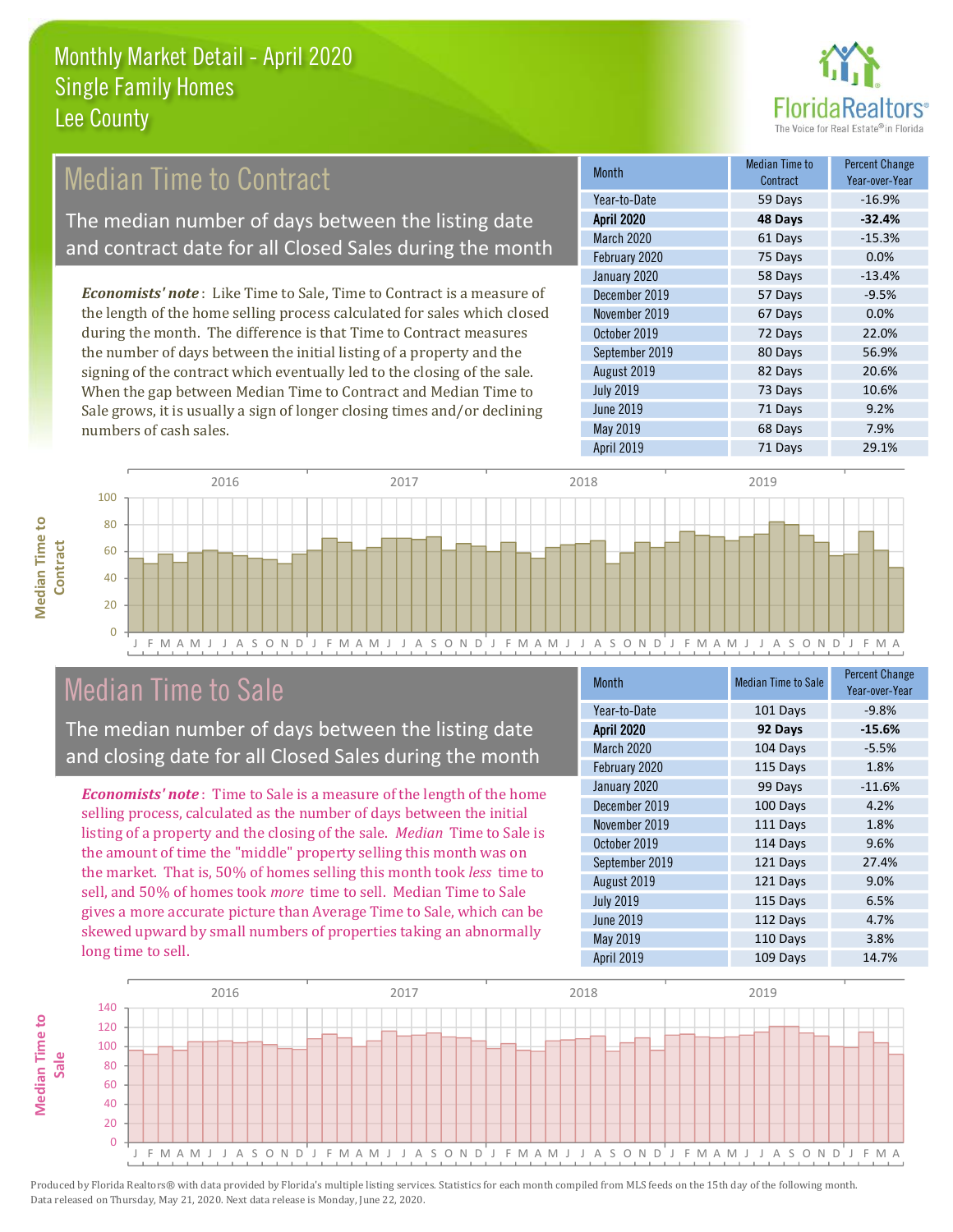# Monthly Market Detail - April 2020
## Single Family Homes
## Lee County

FloridaRealtors® The Voice for Real Estate® in Florida

## Median Time to Contract

The median number of days between the listing date and contract date for all Closed Sales during the month

*Economists' note*: Like Time to Sale, Time to Contract is a measure of the length of the home selling process calculated for sales which closed during the month. The difference is that Time to Contract measures the number of days between the initial listing of a property and the signing of the contract which eventually led to the closing of the sale. When the gap between Median Time to Contract and Median Time to Sale grows, it is usually a sign of longer closing times and/or declining numbers of cash sales.

| Month | Median Time to Contract | Percent Change Year-over-Year |
|---|---|---|
| Year-to-Date | 59 Days | -16.9% |
| **April 2020** | **48 Days** | **-32.4%** |
| March 2020 | 61 Days | -15.3% |
| February 2020 | 75 Days | 0.0% |
| January 2020 | 58 Days | -13.4% |
| December 2019 | 57 Days | -9.5% |
| November 2019 | 67 Days | 0.0% |
| October 2019 | 72 Days | 22.0% |
| September 2019 | 80 Days | 56.9% |
| August 2019 | 82 Days | 20.6% |
| July 2019 | 73 Days | 10.6% |
| June 2019 | 71 Days | 9.2% |
| May 2019 | 68 Days | 7.9% |
| April 2019 | 71 Days | 29.1% |

## Median Time to Sale

The median number of days between the listing date and closing date for all Closed Sales during the month

*Economists' note*: Time to Sale is a measure of the length of the home selling process, calculated as the number of days between the initial listing of a property and the closing of the sale. *Median* Time to Sale is the amount of time the "middle" property selling this month was on the market. That is, 50% of homes selling this month took *less* time to sell, and 50% of homes took *more* time to sell. Median Time to Sale gives a more accurate picture than Average Time to Sale, which can be skewed upward by small numbers of properties taking an abnormally long time to sell.

| Month | Median Time to Sale | Percent Change Year-over-Year |
|---|---|---|
| Year-to-Date | 101 Days | -9.8% |
| **April 2020** | **92 Days** | **-15.6%** |
| March 2020 | 104 Days | -5.5% |
| February 2020 | 115 Days | 1.8% |
| January 2020 | 99 Days | -11.6% |
| December 2019 | 100 Days | 4.2% |
| November 2019 | 111 Days | 1.8% |
| October 2019 | 114 Days | 9.6% |
| September 2019 | 121 Days | 27.4% |
| August 2019 | 121 Days | 9.0% |
| July 2019 | 115 Days | 6.5% |
| June 2019 | 112 Days | 4.7% |
| May 2019 | 110 Days | 3.8% |
| April 2019 | 109 Days | 14.7% |

Produced by Florida Realtors® with data provided by Florida's multiple listing services. Statistics for each month compiled from MLS feeds on the 15th day of the following month. Data released on Thursday, May 21, 2020. Next data release is Monday, June 22, 2020.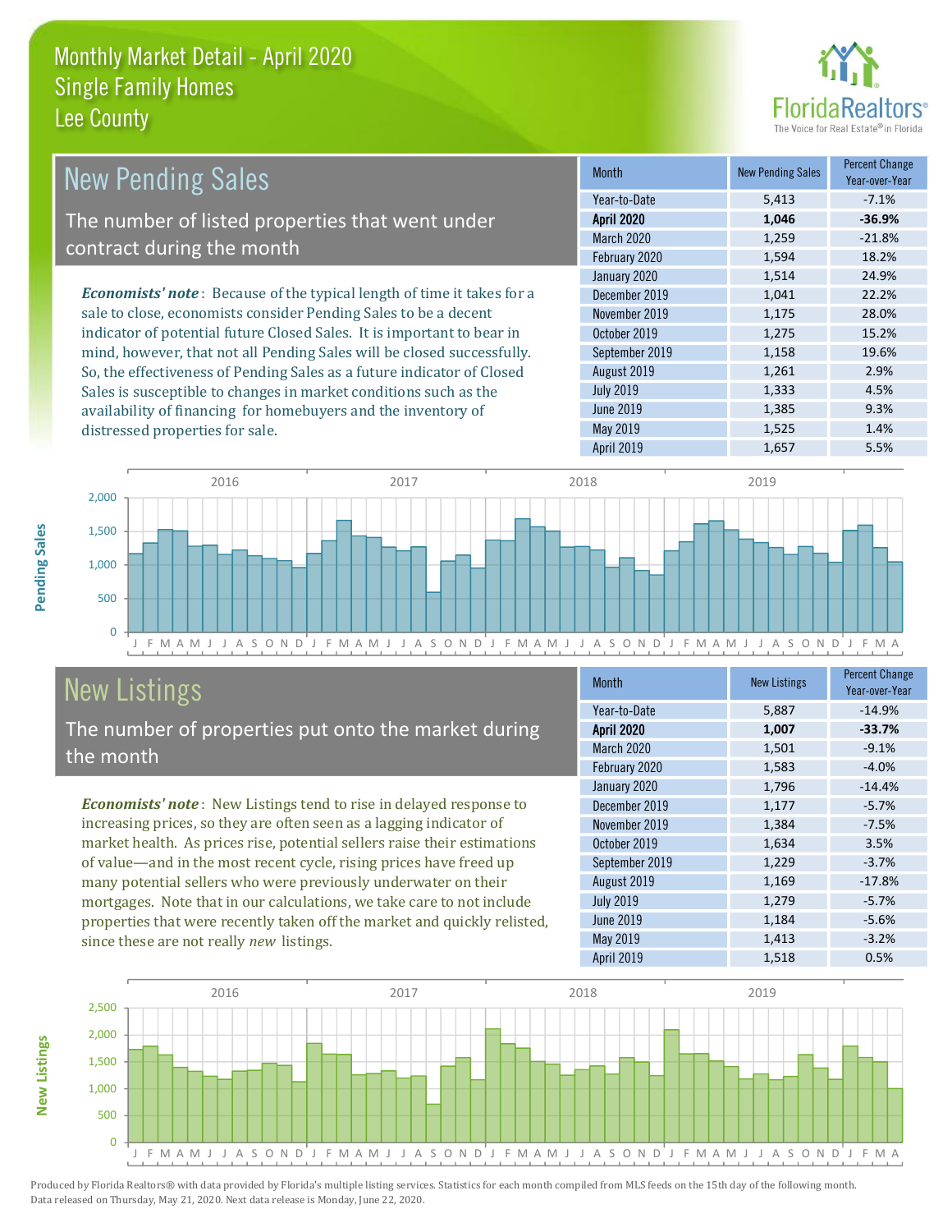# Monthly Market Detail - April 2020
## Single Family Homes
## Lee County

## New Pending Sales

The number of listed properties that went under contract during the month

***Economists' note***: Because of the typical length of time it takes for a sale to close, economists consider Pending Sales to be a decent indicator of potential future Closed Sales. It is important to bear in mind, however, that not all Pending Sales will be closed successfully. So, the effectiveness of Pending Sales as a future indicator of Closed Sales is susceptible to changes in market conditions such as the availability of financing for homebuyers and the inventory of distressed properties for sale.

| Month | New Pending Sales | Percent Change Year-over-Year |
|---|---|---|
| Year-to-Date | 5,413 | -7.1% |
| **April 2020** | **1,046** | **-36.9%** |
| March 2020 | 1,259 | -21.8% |
| February 2020 | 1,594 | 18.2% |
| January 2020 | 1,514 | 24.9% |
| December 2019 | 1,041 | 22.2% |
| November 2019 | 1,175 | 28.0% |
| October 2019 | 1,275 | 15.2% |
| September 2019 | 1,158 | 19.6% |
| August 2019 | 1,261 | 2.9% |
| July 2019 | 1,333 | 4.5% |
| June 2019 | 1,385 | 9.3% |
| May 2019 | 1,525 | 1.4% |
| April 2019 | 1,657 | 5.5% |

## New Listings

The number of properties put onto the market during the month

***Economists' note***: New Listings tend to rise in delayed response to increasing prices, so they are often seen as a lagging indicator of market health. As prices rise, potential sellers raise their estimations of value—and in the most recent cycle, rising prices have freed up many potential sellers who were previously underwater on their mortgages. Note that in our calculations, we take care to not include properties that were recently taken off the market and quickly relisted, since these are not really *new* listings.

| Month | New Listings | Percent Change Year-over-Year |
|---|---|---|
| Year-to-Date | 5,887 | -14.9% |
| **April 2020** | **1,007** | **-33.7%** |
| March 2020 | 1,501 | -9.1% |
| February 2020 | 1,583 | -4.0% |
| January 2020 | 1,796 | -14.4% |
| December 2019 | 1,177 | -5.7% |
| November 2019 | 1,384 | -7.5% |
| October 2019 | 1,634 | 3.5% |
| September 2019 | 1,229 | -3.7% |
| August 2019 | 1,169 | -17.8% |
| July 2019 | 1,279 | -5.7% |
| June 2019 | 1,184 | -5.6% |
| May 2019 | 1,413 | -3.2% |
| April 2019 | 1,518 | 0.5% |

Produced by Florida Realtors® with data provided by Florida's multiple listing services. Statistics for each month compiled from MLS feeds on the 15th day of the following month. Data released on Thursday, May 21, 2020. Next data release is Monday, June 22, 2020.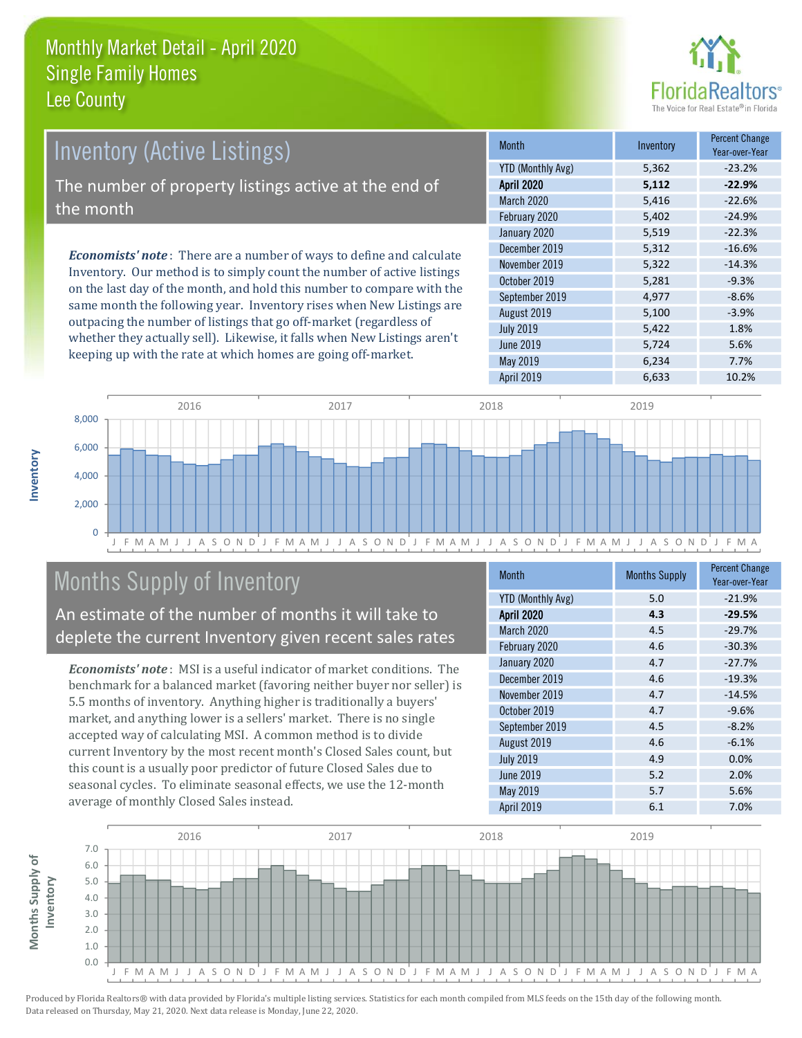# Monthly Market Detail - April 2020
## Single Family Homes
## Lee County

FloridaRealtors®
The Voice for Real Estate® in Florida

## Inventory (Active Listings)

The number of property listings active at the end of the month

***Economists' note***: There are a number of ways to define and calculate Inventory. Our method is to simply count the number of active listings on the last day of the month, and hold this number to compare with the same month the following year. Inventory rises when New Listings are outpacing the number of listings that go off-market (regardless of whether they actually sell). Likewise, it falls when New Listings aren't keeping up with the rate at which homes are going off-market.

| Month | Inventory | Percent Change Year-over-Year |
|---|---|---|
| YTD (Monthly Avg) | 5,362 | -23.2% |
| **April 2020** | **5,112** | **-22.9%** |
| March 2020 | 5,416 | -22.6% |
| February 2020 | 5,402 | -24.9% |
| January 2020 | 5,519 | -22.3% |
| December 2019 | 5,312 | -16.6% |
| November 2019 | 5,322 | -14.3% |
| October 2019 | 5,281 | -9.3% |
| September 2019 | 4,977 | -8.6% |
| August 2019 | 5,100 | -3.9% |
| July 2019 | 5,422 | 1.8% |
| June 2019 | 5,724 | 5.6% |
| May 2019 | 6,234 | 7.7% |
| April 2019 | 6,633 | 10.2% |

## Months Supply of Inventory

An estimate of the number of months it will take to deplete the current Inventory given recent sales rates

***Economists' note***: MSI is a useful indicator of market conditions. The benchmark for a balanced market (favoring neither buyer nor seller) is 5.5 months of inventory. Anything higher is traditionally a buyers' market, and anything lower is a sellers' market. There is no single accepted way of calculating MSI. A common method is to divide current Inventory by the most recent month's Closed Sales count, but this count is a usually poor predictor of future Closed Sales due to seasonal cycles. To eliminate seasonal effects, we use the 12-month average of monthly Closed Sales instead.

| Month | Months Supply | Percent Change Year-over-Year |
|---|---|---|
| YTD (Monthly Avg) | 5.0 | -21.9% |
| **April 2020** | **4.3** | **-29.5%** |
| March 2020 | 4.5 | -29.7% |
| February 2020 | 4.6 | -30.3% |
| January 2020 | 4.7 | -27.7% |
| December 2019 | 4.6 | -19.3% |
| November 2019 | 4.7 | -14.5% |
| October 2019 | 4.7 | -9.6% |
| September 2019 | 4.5 | -8.2% |
| August 2019 | 4.6 | -6.1% |
| July 2019 | 4.9 | 0.0% |
| June 2019 | 5.2 | 2.0% |
| May 2019 | 5.7 | 5.6% |
| April 2019 | 6.1 | 7.0% |

Produced by Florida Realtors® with data provided by Florida's multiple listing services. Statistics for each month compiled from MLS feeds on the 15th day of the following month. Data released on Thursday, May 21, 2020. Next data release is Monday, June 22, 2020.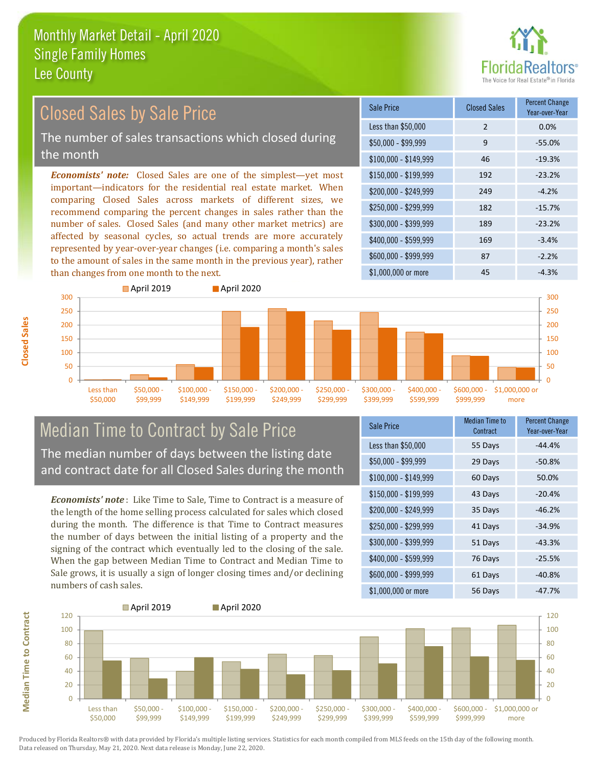# Monthly Market Detail - April 2020
## Single Family Homes
## Lee County

## Closed Sales by Sale Price

The number of sales transactions which closed during the month

*Economists' note:* Closed Sales are one of the simplest—yet most important—indicators for the residential real estate market. When comparing Closed Sales across markets of different sizes, we recommend comparing the percent changes in sales rather than the number of sales. Closed Sales (and many other market metrics) are affected by seasonal cycles, so actual trends are more accurately represented by year-over-year changes (i.e. comparing a month's sales to the amount of sales in the same month in the previous year), rather than changes from one month to the next.

| Sale Price | Closed Sales | Percent Change Year-over-Year |
|---|---|---|
| Less than $50,000 | 2 | 0.0% |
| $50,000 - $99,999 | 9 | -55.0% |
| $100,000 - $149,999 | 46 | -19.3% |
| $150,000 - $199,999 | 192 | -23.2% |
| $200,000 - $249,999 | 249 | -4.2% |
| $250,000 - $299,999 | 182 | -15.7% |
| $300,000 - $399,999 | 189 | -23.2% |
| $400,000 - $599,999 | 169 | -3.4% |
| $600,000 - $999,999 | 87 | -2.2% |
| $1,000,000 or more | 45 | -4.3% |

## Median Time to Contract by Sale Price

The median number of days between the listing date and contract date for all Closed Sales during the month

*Economists' note*: Like Time to Sale, Time to Contract is a measure of the length of the home selling process calculated for sales which closed during the month. The difference is that Time to Contract measures the number of days between the initial listing of a property and the signing of the contract which eventually led to the closing of the sale. When the gap between Median Time to Contract and Median Time to Sale grows, it is usually a sign of longer closing times and/or declining numbers of cash sales.

| Sale Price | Median Time to Contract | Percent Change Year-over-Year |
|---|---|---|
| Less than $50,000 | 55 Days | -44.4% |
| $50,000 - $99,999 | 29 Days | -50.8% |
| $100,000 - $149,999 | 60 Days | 50.0% |
| $150,000 - $199,999 | 43 Days | -20.4% |
| $200,000 - $249,999 | 35 Days | -46.2% |
| $250,000 - $299,999 | 41 Days | -34.9% |
| $300,000 - $399,999 | 51 Days | -43.3% |
| $400,000 - $599,999 | 76 Days | -25.5% |
| $600,000 - $999,999 | 61 Days | -40.8% |
| $1,000,000 or more | 56 Days | -47.7% |

Produced by Florida Realtors® with data provided by Florida's multiple listing services. Statistics for each month compiled from MLS feeds on the 15th day of the following month. Data released on Thursday, May 21, 2020. Next data release is Monday, June 22, 2020.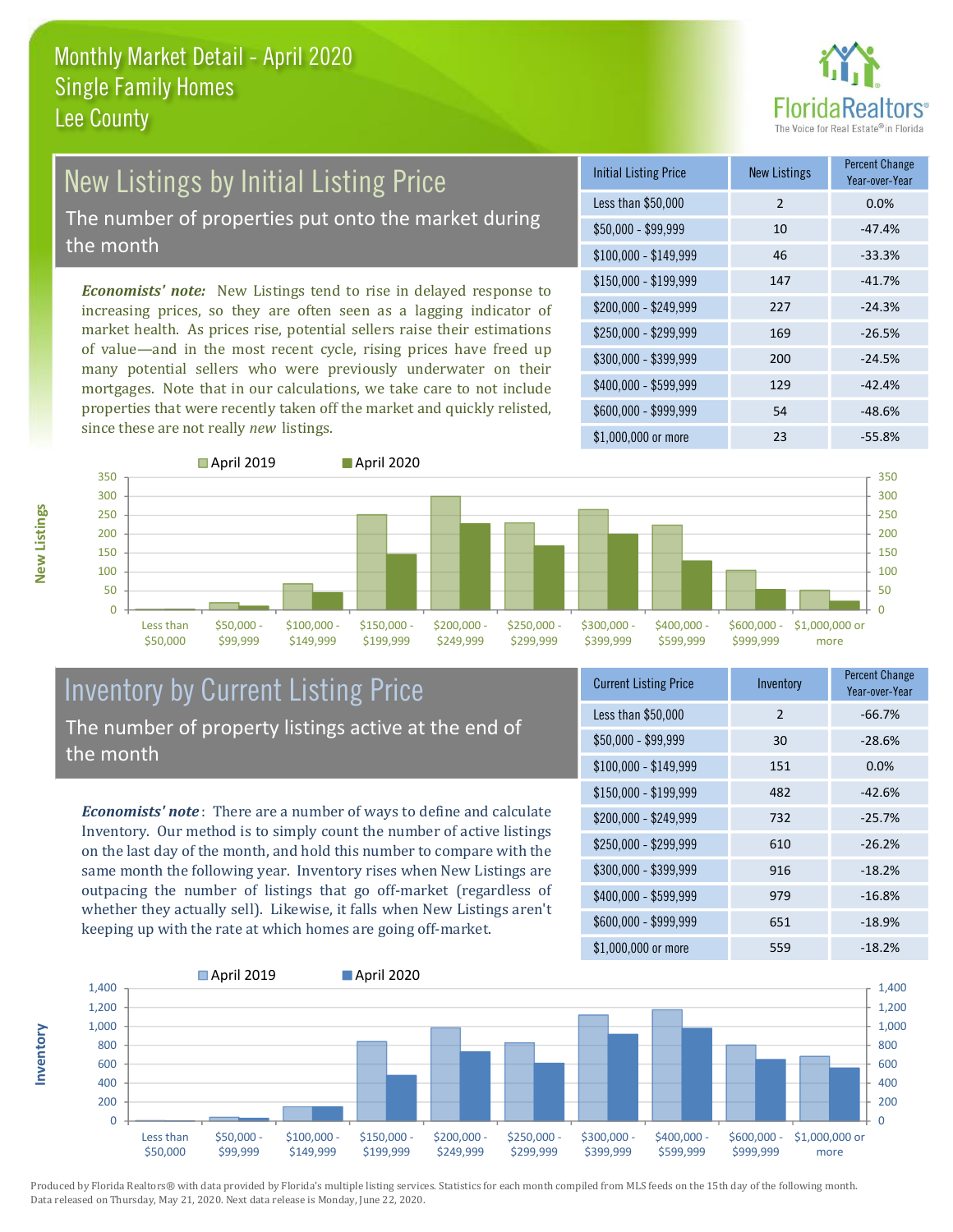# Monthly Market Detail - April 2020
## Single Family Homes
## Lee County

## New Listings by Initial Listing Price

The number of properties put onto the market during the month

*Economists' note:* New Listings tend to rise in delayed response to increasing prices, so they are often seen as a lagging indicator of market health. As prices rise, potential sellers raise their estimations of value—and in the most recent cycle, rising prices have freed up many potential sellers who were previously underwater on their mortgages. Note that in our calculations, we take care to not include properties that were recently taken off the market and quickly relisted, since these are not really *new* listings.

| Initial Listing Price | New Listings | Percent Change Year-over-Year |
|---|---|---|
| Less than $50,000 | 2 | 0.0% |
| $50,000 - $99,999 | 10 | -47.4% |
| $100,000 - $149,999 | 46 | -33.3% |
| $150,000 - $199,999 | 147 | -41.7% |
| $200,000 - $249,999 | 227 | -24.3% |
| $250,000 - $299,999 | 169 | -26.5% |
| $300,000 - $399,999 | 200 | -24.5% |
| $400,000 - $599,999 | 129 | -42.4% |
| $600,000 - $999,999 | 54 | -48.6% |
| $1,000,000 or more | 23 | -55.8% |

## Inventory by Current Listing Price

The number of property listings active at the end of the month

*Economists' note*: There are a number of ways to define and calculate Inventory. Our method is to simply count the number of active listings on the last day of the month, and hold this number to compare with the same month the following year. Inventory rises when New Listings are outpacing the number of listings that go off-market (regardless of whether they actually sell). Likewise, it falls when New Listings aren't keeping up with the rate at which homes are going off-market.

| Current Listing Price | Inventory | Percent Change Year-over-Year |
|---|---|---|
| Less than $50,000 | 2 | -66.7% |
| $50,000 - $99,999 | 30 | -28.6% |
| $100,000 - $149,999 | 151 | 0.0% |
| $150,000 - $199,999 | 482 | -42.6% |
| $200,000 - $249,999 | 732 | -25.7% |
| $250,000 - $299,999 | 610 | -26.2% |
| $300,000 - $399,999 | 916 | -18.2% |
| $400,000 - $599,999 | 979 | -16.8% |
| $600,000 - $999,999 | 651 | -18.9% |
| $1,000,000 or more | 559 | -18.2% |

Produced by Florida Realtors® with data provided by Florida's multiple listing services. Statistics for each month compiled from MLS feeds on the 15th day of the following month. Data released on Thursday, May 21, 2020. Next data release is Monday, June 22, 2020.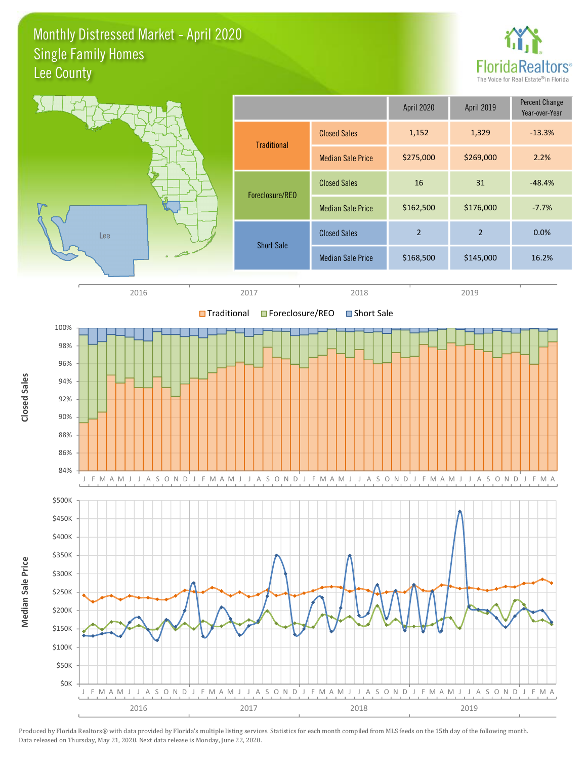# Monthly Distressed Market - April 2020
## Single Family Homes
## Lee County

| | | April 2020 | April 2019 | Percent Change Year-over-Year |
|---|---|---|---|---|
| Traditional | Closed Sales | 1,152 | 1,329 | -13.3% |
| | Median Sale Price | $275,000 | $269,000 | 2.2% |
| Foreclosure/REO | Closed Sales | 16 | 31 | -48.4% |
| | Median Sale Price | $162,500 | $176,000 | -7.7% |
| Short Sale | Closed Sales | 2 | 2 | 0.0% |
| | Median Sale Price | $168,500 | $145,000 | 16.2% |

Produced by Florida Realtors® with data provided by Florida's multiple listing services. Statistics for each month compiled from MLS feeds on the 15th day of the following month. Data released on Thursday, May 21, 2020. Next data release is Monday, June 22, 2020.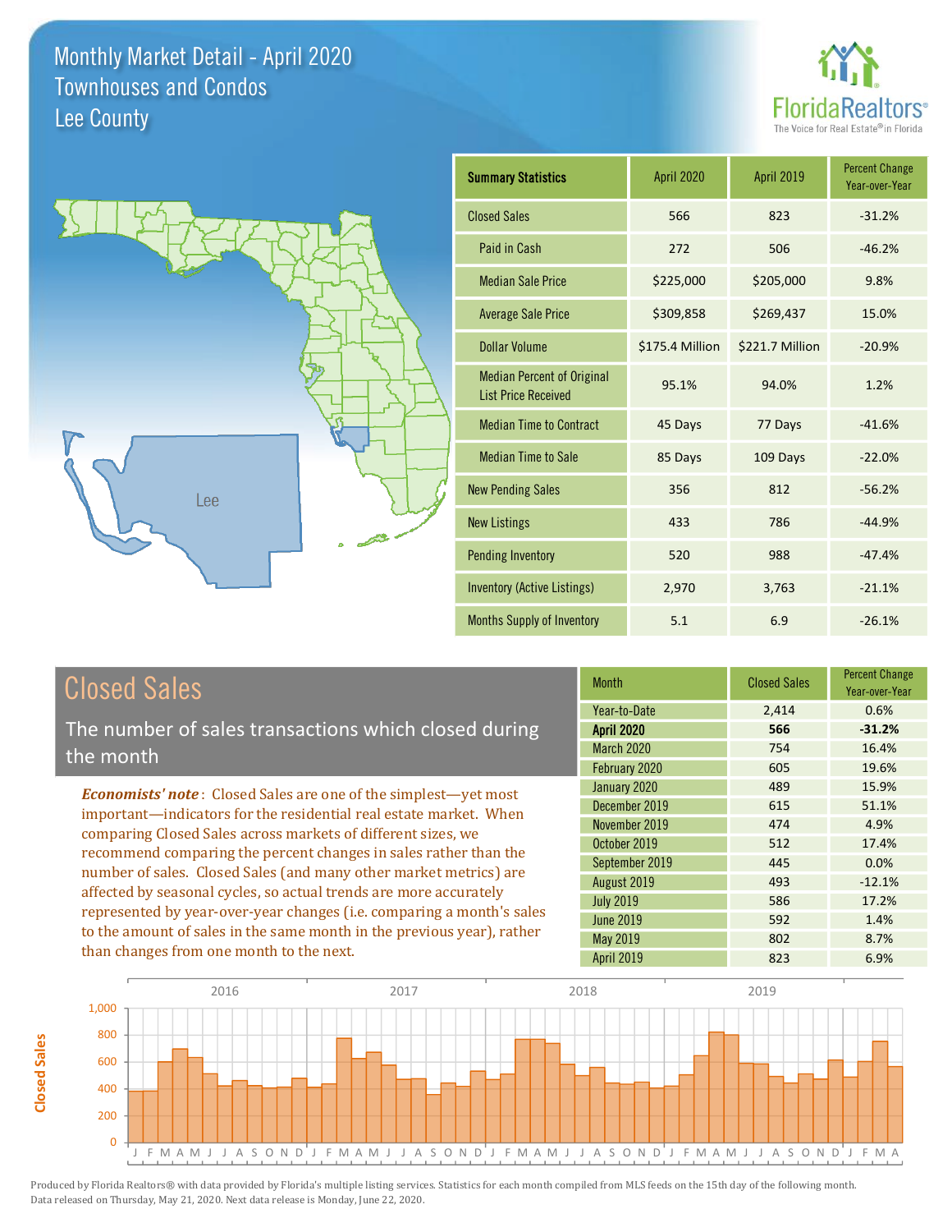# Monthly Market Detail - April 2020
## Townhouses and Condos
## Lee County

FloridaRealtors® The Voice for Real Estate® in Florida

Lee

| Summary Statistics | April 2020 | April 2019 | Percent Change Year-over-Year |
|---|---|---|---|
| Closed Sales | 566 | 823 | -31.2% |
| Paid in Cash | 272 | 506 | -46.2% |
| Median Sale Price | $225,000 | $205,000 | 9.8% |
| Average Sale Price | $309,858 | $269,437 | 15.0% |
| Dollar Volume | $175.4 Million | $221.7 Million | -20.9% |
| Median Percent of Original List Price Received | 95.1% | 94.0% | 1.2% |
| Median Time to Contract | 45 Days | 77 Days | -41.6% |
| Median Time to Sale | 85 Days | 109 Days | -22.0% |
| New Pending Sales | 356 | 812 | -56.2% |
| New Listings | 433 | 786 | -44.9% |
| Pending Inventory | 520 | 988 | -47.4% |
| Inventory (Active Listings) | 2,970 | 3,763 | -21.1% |
| Months Supply of Inventory | 5.1 | 6.9 | -26.1% |

## Closed Sales

The number of sales transactions which closed during the month

***Economists' note***: Closed Sales are one of the simplest—yet most important—indicators for the residential real estate market. When comparing Closed Sales across markets of different sizes, we recommend comparing the percent changes in sales rather than the number of sales. Closed Sales (and many other market metrics) are affected by seasonal cycles, so actual trends are more accurately represented by year-over-year changes (i.e. comparing a month's sales to the amount of sales in the same month in the previous year), rather than changes from one month to the next.

| Month | Closed Sales | Percent Change Year-over-Year |
|---|---|---|
| Year-to-Date | 2,414 | 0.6% |
| **April 2020** | **566** | **-31.2%** |
| March 2020 | 754 | 16.4% |
| February 2020 | 605 | 19.6% |
| January 2020 | 489 | 15.9% |
| December 2019 | 615 | 51.1% |
| November 2019 | 474 | 4.9% |
| October 2019 | 512 | 17.4% |
| September 2019 | 445 | 0.0% |
| August 2019 | 493 | -12.1% |
| July 2019 | 586 | 17.2% |
| June 2019 | 592 | 1.4% |
| May 2019 | 802 | 8.7% |
| April 2019 | 823 | 6.9% |

Produced by Florida Realtors® with data provided by Florida's multiple listing services. Statistics for each month compiled from MLS feeds on the 15th day of the following month. Data released on Thursday, May 21, 2020. Next data release is Monday, June 22, 2020.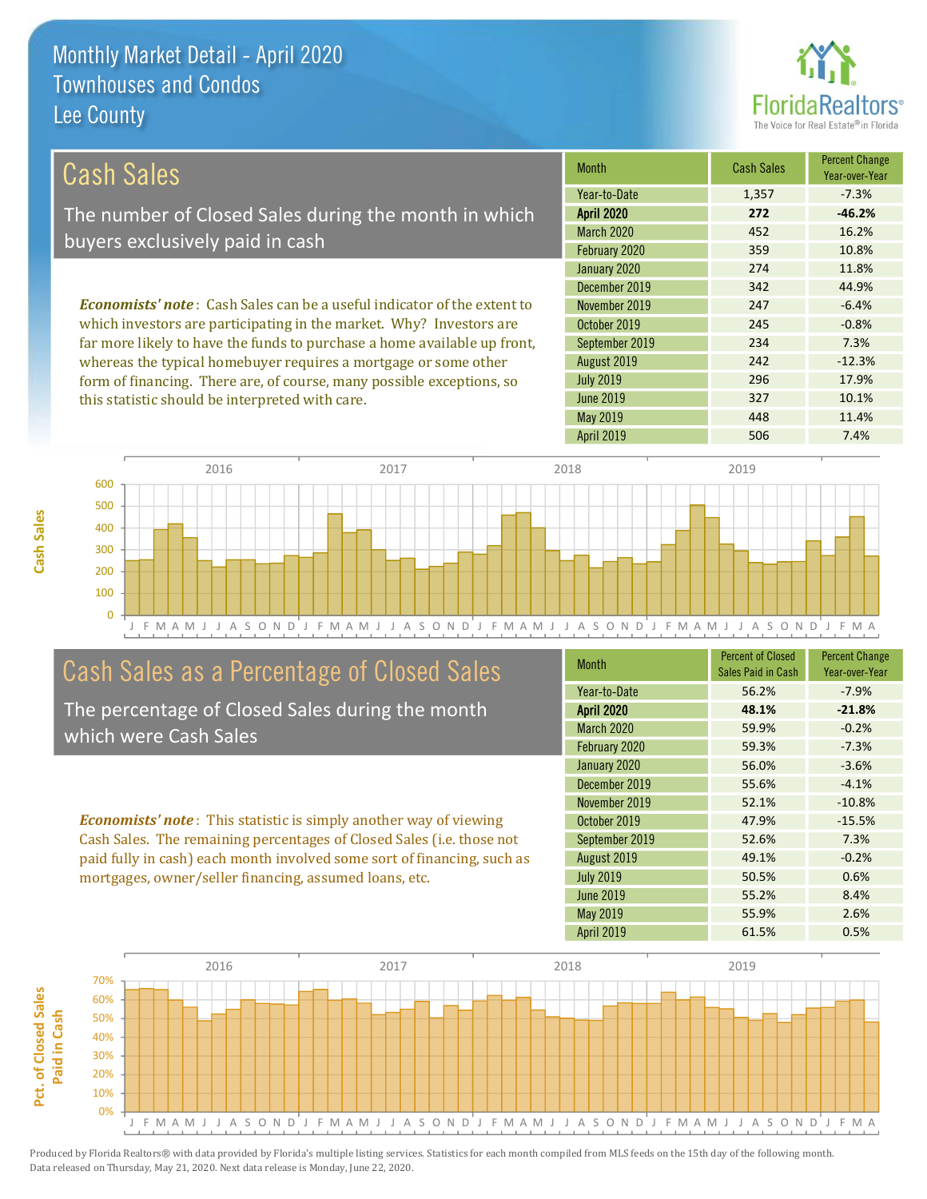# Monthly Market Detail - April 2020
## Townhouses and Condos
## Lee County

## Cash Sales

The number of Closed Sales during the month in which buyers exclusively paid in cash

*Economists' note*: Cash Sales can be a useful indicator of the extent to which investors are participating in the market. Why? Investors are far more likely to have the funds to purchase a home available up front, whereas the typical homebuyer requires a mortgage or some other form of financing. There are, of course, many possible exceptions, so this statistic should be interpreted with care.

| Month | Cash Sales | Percent Change Year-over-Year |
|---|---|---|
| Year-to-Date | 1,357 | -7.3% |
| **April 2020** | **272** | **-46.2%** |
| March 2020 | 452 | 16.2% |
| February 2020 | 359 | 10.8% |
| January 2020 | 274 | 11.8% |
| December 2019 | 342 | 44.9% |
| November 2019 | 247 | -6.4% |
| October 2019 | 245 | -0.8% |
| September 2019 | 234 | 7.3% |
| August 2019 | 242 | -12.3% |
| July 2019 | 296 | 17.9% |
| June 2019 | 327 | 10.1% |
| May 2019 | 448 | 11.4% |
| April 2019 | 506 | 7.4% |

## Cash Sales as a Percentage of Closed Sales

The percentage of Closed Sales during the month which were Cash Sales

*Economists' note*: This statistic is simply another way of viewing Cash Sales. The remaining percentages of Closed Sales (i.e. those not paid fully in cash) each month involved some sort of financing, such as mortgages, owner/seller financing, assumed loans, etc.

| Month | Percent of Closed Sales Paid in Cash | Percent Change Year-over-Year |
|---|---|---|
| Year-to-Date | 56.2% | -7.9% |
| **April 2020** | **48.1%** | **-21.8%** |
| March 2020 | 59.9% | -0.2% |
| February 2020 | 59.3% | -7.3% |
| January 2020 | 56.0% | -3.6% |
| December 2019 | 55.6% | -4.1% |
| November 2019 | 52.1% | -10.8% |
| October 2019 | 47.9% | -15.5% |
| September 2019 | 52.6% | 7.3% |
| August 2019 | 49.1% | -0.2% |
| July 2019 | 50.5% | 0.6% |
| June 2019 | 55.2% | 8.4% |
| May 2019 | 55.9% | 2.6% |
| April 2019 | 61.5% | 0.5% |

Produced by Florida Realtors® with data provided by Florida's multiple listing services. Statistics for each month compiled from MLS feeds on the 15th day of the following month. Data released on Thursday, May 21, 2020. Next data release is Monday, June 22, 2020.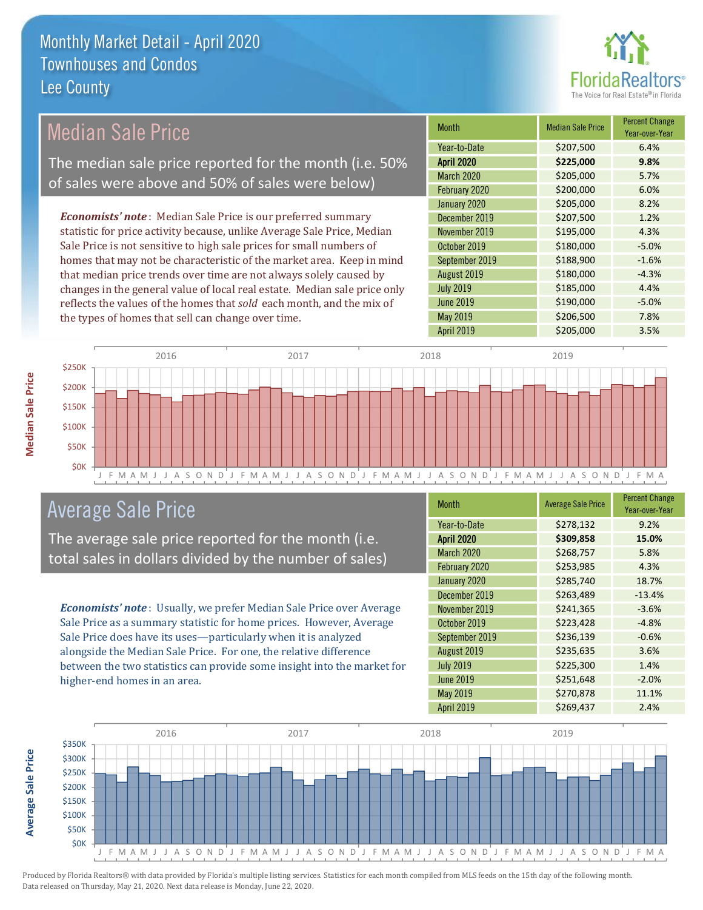# Monthly Market Detail - April 2020
## Townhouses and Condos
## Lee County

## Median Sale Price

The median sale price reported for the month (i.e. 50% of sales were above and 50% of sales were below)

***Economists' note***: Median Sale Price is our preferred summary statistic for price activity because, unlike Average Sale Price, Median Sale Price is not sensitive to high sale prices for small numbers of homes that may not be characteristic of the market area. Keep in mind that median price trends over time are not always solely caused by changes in the general value of local real estate. Median sale price only reflects the values of the homes that *sold* each month, and the mix of the types of homes that sell can change over time.

| Month | Median Sale Price | Percent Change Year-over-Year |
|---|---|---|
| Year-to-Date | $207,500 | 6.4% |
| **April 2020** | **$225,000** | **9.8%** |
| March 2020 | $205,000 | 5.7% |
| February 2020 | $200,000 | 6.0% |
| January 2020 | $205,000 | 8.2% |
| December 2019 | $207,500 | 1.2% |
| November 2019 | $195,000 | 4.3% |
| October 2019 | $180,000 | -5.0% |
| September 2019 | $188,900 | -1.6% |
| August 2019 | $180,000 | -4.3% |
| July 2019 | $185,000 | 4.4% |
| June 2019 | $190,000 | -5.0% |
| May 2019 | $206,500 | 7.8% |
| April 2019 | $205,000 | 3.5% |

## Average Sale Price

The average sale price reported for the month (i.e. total sales in dollars divided by the number of sales)

***Economists' note***: Usually, we prefer Median Sale Price over Average Sale Price as a summary statistic for home prices. However, Average Sale Price does have its uses—particularly when it is analyzed alongside the Median Sale Price. For one, the relative difference between the two statistics can provide some insight into the market for higher-end homes in an area.

| Month | Average Sale Price | Percent Change Year-over-Year |
|---|---|---|
| Year-to-Date | $278,132 | 9.2% |
| **April 2020** | **$309,858** | **15.0%** |
| March 2020 | $268,757 | 5.8% |
| February 2020 | $253,985 | 4.3% |
| January 2020 | $285,740 | 18.7% |
| December 2019 | $263,489 | -13.4% |
| November 2019 | $241,365 | -3.6% |
| October 2019 | $223,428 | -4.8% |
| September 2019 | $236,139 | -0.6% |
| August 2019 | $235,635 | 3.6% |
| July 2019 | $225,300 | 1.4% |
| June 2019 | $251,648 | -2.0% |
| May 2019 | $270,878 | 11.1% |
| April 2019 | $269,437 | 2.4% |

Produced by Florida Realtors® with data provided by Florida's multiple listing services. Statistics for each month compiled from MLS feeds on the 15th day of the following month. Data released on Thursday, May 21, 2020. Next data release is Monday, June 22, 2020.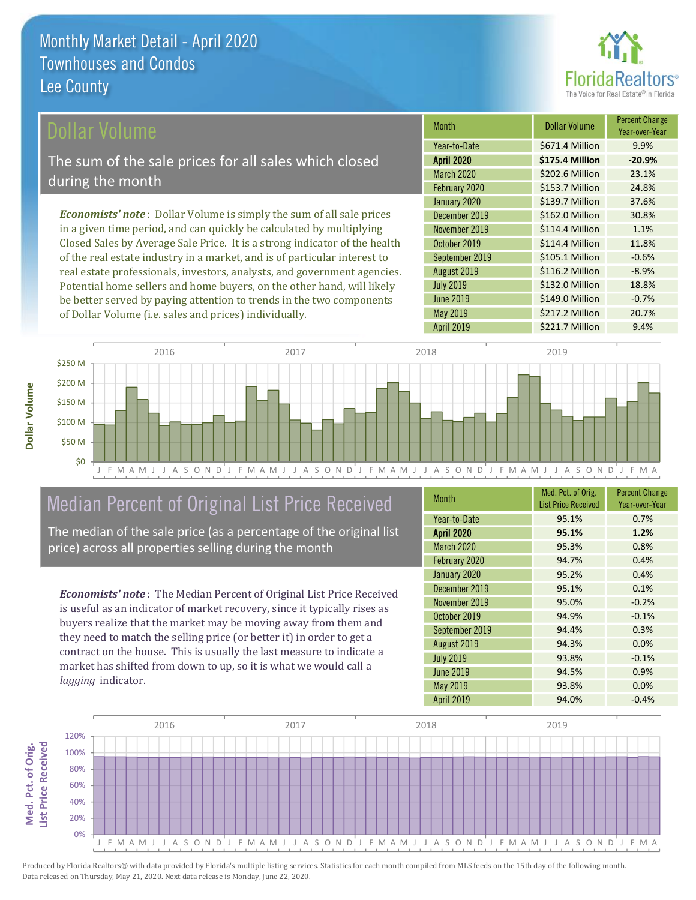# Monthly Market Detail - April 2020
## Townhouses and Condos
## Lee County

## Dollar Volume

The sum of the sale prices for all sales which closed during the month

*Economists' note*: Dollar Volume is simply the sum of all sale prices in a given time period, and can quickly be calculated by multiplying Closed Sales by Average Sale Price. It is a strong indicator of the health of the real estate industry in a market, and is of particular interest to real estate professionals, investors, analysts, and government agencies. Potential home sellers and home buyers, on the other hand, will likely be better served by paying attention to trends in the two components of Dollar Volume (i.e. sales and prices) individually.

| Month | Dollar Volume | Percent Change Year-over-Year |
|---|---|---|
| Year-to-Date | $671.4 Million | 9.9% |
| **April 2020** | **$175.4 Million** | **-20.9%** |
| March 2020 | $202.6 Million | 23.1% |
| February 2020 | $153.7 Million | 24.8% |
| January 2020 | $139.7 Million | 37.6% |
| December 2019 | $162.0 Million | 30.8% |
| November 2019 | $114.4 Million | 1.1% |
| October 2019 | $114.4 Million | 11.8% |
| September 2019 | $105.1 Million | -0.6% |
| August 2019 | $116.2 Million | -8.9% |
| July 2019 | $132.0 Million | 18.8% |
| June 2019 | $149.0 Million | -0.7% |
| May 2019 | $217.2 Million | 20.7% |
| April 2019 | $221.7 Million | 9.4% |

## Median Percent of Original List Price Received

The median of the sale price (as a percentage of the original list price) across all properties selling during the month

*Economists' note*: The Median Percent of Original List Price Received is useful as an indicator of market recovery, since it typically rises as buyers realize that the market may be moving away from them and they need to match the selling price (or better it) in order to get a contract on the house. This is usually the last measure to indicate a market has shifted from down to up, so it is what we would call a *lagging* indicator.

| Month | Med. Pct. of Orig. List Price Received | Percent Change Year-over-Year |
|---|---|---|
| Year-to-Date | 95.1% | 0.7% |
| **April 2020** | **95.1%** | **1.2%** |
| March 2020 | 95.3% | 0.8% |
| February 2020 | 94.7% | 0.4% |
| January 2020 | 95.2% | 0.4% |
| December 2019 | 95.1% | 0.1% |
| November 2019 | 95.0% | -0.2% |
| October 2019 | 94.9% | -0.1% |
| September 2019 | 94.4% | 0.3% |
| August 2019 | 94.3% | 0.0% |
| July 2019 | 93.8% | -0.1% |
| June 2019 | 94.5% | 0.9% |
| May 2019 | 93.8% | 0.0% |
| April 2019 | 94.0% | -0.4% |

Produced by Florida Realtors® with data provided by Florida's multiple listing services. Statistics for each month compiled from MLS feeds on the 15th day of the following month. Data released on Thursday, May 21, 2020. Next data release is Monday, June 22, 2020.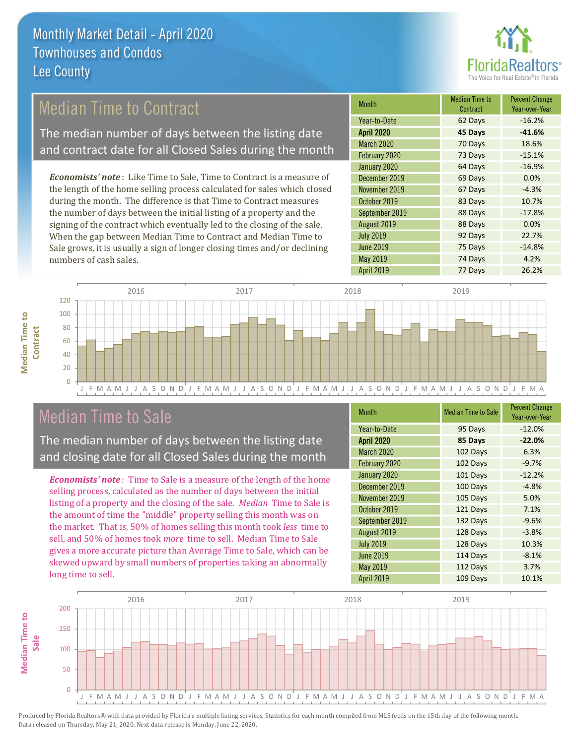# Monthly Market Detail - April 2020
## Townhouses and Condos
## Lee County

FloridaRealtors® The Voice for Real Estate® in Florida

## Median Time to Contract

The median number of days between the listing date and contract date for all Closed Sales during the month

*Economists' note*: Like Time to Sale, Time to Contract is a measure of the length of the home selling process calculated for sales which closed during the month. The difference is that Time to Contract measures the number of days between the initial listing of a property and the signing of the contract which eventually led to the closing of the sale. When the gap between Median Time to Contract and Median Time to Sale grows, it is usually a sign of longer closing times and/or declining numbers of cash sales.

| Month | Median Time to Contract | Percent Change Year-over-Year |
|---|---|---|
| Year-to-Date | 62 Days | -16.2% |
| **April 2020** | **45 Days** | **-41.6%** |
| March 2020 | 70 Days | 18.6% |
| February 2020 | 73 Days | -15.1% |
| January 2020 | 64 Days | -16.9% |
| December 2019 | 69 Days | 0.0% |
| November 2019 | 67 Days | -4.3% |
| October 2019 | 83 Days | 10.7% |
| September 2019 | 88 Days | -17.8% |
| August 2019 | 88 Days | 0.0% |
| July 2019 | 92 Days | 22.7% |
| June 2019 | 75 Days | -14.8% |
| May 2019 | 74 Days | 4.2% |
| April 2019 | 77 Days | 26.2% |

## Median Time to Sale

The median number of days between the listing date and closing date for all Closed Sales during the month

*Economists' note*: Time to Sale is a measure of the length of the home selling process, calculated as the number of days between the initial listing of a property and the closing of the sale. *Median* Time to Sale is the amount of time the "middle" property selling this month was on the market. That is, 50% of homes selling this month took *less* time to sell, and 50% of homes took *more* time to sell. Median Time to Sale gives a more accurate picture than Average Time to Sale, which can be skewed upward by small numbers of properties taking an abnormally long time to sell.

| Month | Median Time to Sale | Percent Change Year-over-Year |
|---|---|---|
| Year-to-Date | 95 Days | -12.0% |
| **April 2020** | **85 Days** | **-22.0%** |
| March 2020 | 102 Days | 6.3% |
| February 2020 | 102 Days | -9.7% |
| January 2020 | 101 Days | -12.2% |
| December 2019 | 100 Days | -4.8% |
| November 2019 | 105 Days | 5.0% |
| October 2019 | 121 Days | 7.1% |
| September 2019 | 132 Days | -9.6% |
| August 2019 | 128 Days | -3.8% |
| July 2019 | 128 Days | 10.3% |
| June 2019 | 114 Days | -8.1% |
| May 2019 | 112 Days | 3.7% |
| April 2019 | 109 Days | 10.1% |

Produced by Florida Realtors® with data provided by Florida's multiple listing services. Statistics for each month compiled from MLS feeds on the 15th day of the following month. Data released on Thursday, May 21, 2020. Next data release is Monday, June 22, 2020.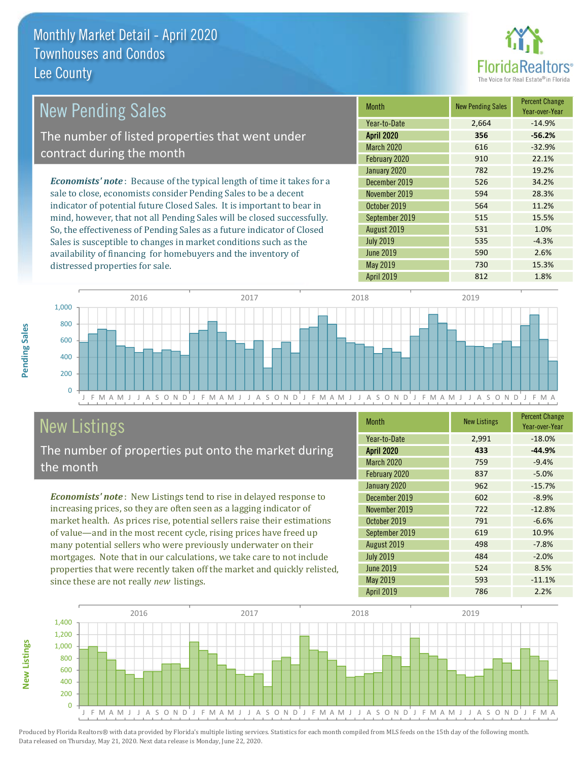# Monthly Market Detail - April 2020
## Townhouses and Condos
## Lee County

## New Pending Sales

The number of listed properties that went under contract during the month

***Economists' note***: Because of the typical length of time it takes for a sale to close, economists consider Pending Sales to be a decent indicator of potential future Closed Sales. It is important to bear in mind, however, that not all Pending Sales will be closed successfully. So, the effectiveness of Pending Sales as a future indicator of Closed Sales is susceptible to changes in market conditions such as the availability of financing for homebuyers and the inventory of distressed properties for sale.

| Month | New Pending Sales | Percent Change Year-over-Year |
|---|---|---|
| Year-to-Date | 2,664 | -14.9% |
| **April 2020** | **356** | **-56.2%** |
| March 2020 | 616 | -32.9% |
| February 2020 | 910 | 22.1% |
| January 2020 | 782 | 19.2% |
| December 2019 | 526 | 34.2% |
| November 2019 | 594 | 28.3% |
| October 2019 | 564 | 11.2% |
| September 2019 | 515 | 15.5% |
| August 2019 | 531 | 1.0% |
| July 2019 | 535 | -4.3% |
| June 2019 | 590 | 2.6% |
| May 2019 | 730 | 15.3% |
| April 2019 | 812 | 1.8% |

## New Listings

The number of properties put onto the market during the month

***Economists' note***: New Listings tend to rise in delayed response to increasing prices, so they are often seen as a lagging indicator of market health. As prices rise, potential sellers raise their estimations of value—and in the most recent cycle, rising prices have freed up many potential sellers who were previously underwater on their mortgages. Note that in our calculations, we take care to not include properties that were recently taken off the market and quickly relisted, since these are not really *new* listings.

| Month | New Listings | Percent Change Year-over-Year |
|---|---|---|
| Year-to-Date | 2,991 | -18.0% |
| **April 2020** | **433** | **-44.9%** |
| March 2020 | 759 | -9.4% |
| February 2020 | 837 | -5.0% |
| January 2020 | 962 | -15.7% |
| December 2019 | 602 | -8.9% |
| November 2019 | 722 | -12.8% |
| October 2019 | 791 | -6.6% |
| September 2019 | 619 | 10.9% |
| August 2019 | 498 | -7.8% |
| July 2019 | 484 | -2.0% |
| June 2019 | 524 | 8.5% |
| May 2019 | 593 | -11.1% |
| April 2019 | 786 | 2.2% |

Produced by Florida Realtors® with data provided by Florida's multiple listing services. Statistics for each month compiled from MLS feeds on the 15th day of the following month. Data released on Thursday, May 21, 2020. Next data release is Monday, June 22, 2020.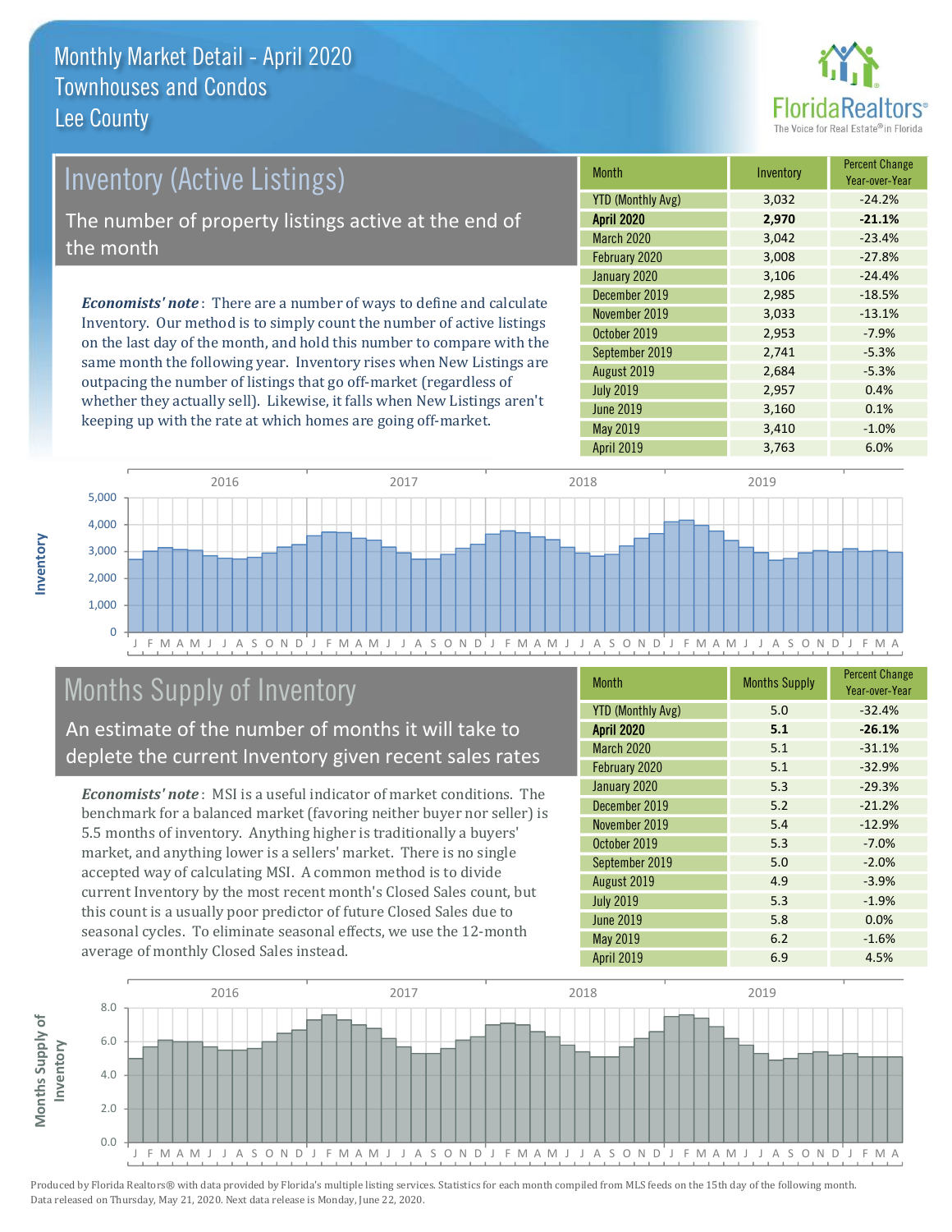# Monthly Market Detail - April 2020
## Townhouses and Condos
## Lee County

FloridaRealtors® The Voice for Real Estate® in Florida

## Inventory (Active Listings)

The number of property listings active at the end of the month

***Economists' note***: There are a number of ways to define and calculate Inventory. Our method is to simply count the number of active listings on the last day of the month, and hold this number to compare with the same month the following year. Inventory rises when New Listings are outpacing the number of listings that go off-market (regardless of whether they actually sell). Likewise, it falls when New Listings aren't keeping up with the rate at which homes are going off-market.

| Month | Inventory | Percent Change Year-over-Year |
|---|---|---|
| YTD (Monthly Avg) | 3,032 | -24.2% |
| **April 2020** | **2,970** | **-21.1%** |
| March 2020 | 3,042 | -23.4% |
| February 2020 | 3,008 | -27.8% |
| January 2020 | 3,106 | -24.4% |
| December 2019 | 2,985 | -18.5% |
| November 2019 | 3,033 | -13.1% |
| October 2019 | 2,953 | -7.9% |
| September 2019 | 2,741 | -5.3% |
| August 2019 | 2,684 | -5.3% |
| July 2019 | 2,957 | 0.4% |
| June 2019 | 3,160 | 0.1% |
| May 2019 | 3,410 | -1.0% |
| April 2019 | 3,763 | 6.0% |

## Months Supply of Inventory

An estimate of the number of months it will take to deplete the current Inventory given recent sales rates

***Economists' note***: MSI is a useful indicator of market conditions. The benchmark for a balanced market (favoring neither buyer nor seller) is 5.5 months of inventory. Anything higher is traditionally a buyers' market, and anything lower is a sellers' market. There is no single accepted way of calculating MSI. A common method is to divide current Inventory by the most recent month's Closed Sales count, but this count is a usually poor predictor of future Closed Sales due to seasonal cycles. To eliminate seasonal effects, we use the 12-month average of monthly Closed Sales instead.

| Month | Months Supply | Percent Change Year-over-Year |
|---|---|---|
| YTD (Monthly Avg) | 5.0 | -32.4% |
| **April 2020** | **5.1** | **-26.1%** |
| March 2020 | 5.1 | -31.1% |
| February 2020 | 5.1 | -32.9% |
| January 2020 | 5.3 | -29.3% |
| December 2019 | 5.2 | -21.2% |
| November 2019 | 5.4 | -12.9% |
| October 2019 | 5.3 | -7.0% |
| September 2019 | 5.0 | -2.0% |
| August 2019 | 4.9 | -3.9% |
| July 2019 | 5.3 | -1.9% |
| June 2019 | 5.8 | 0.0% |
| May 2019 | 6.2 | -1.6% |
| April 2019 | 6.9 | 4.5% |

Produced by Florida Realtors® with data provided by Florida's multiple listing services. Statistics for each month compiled from MLS feeds on the 15th day of the following month. Data released on Thursday, May 21, 2020. Next data release is Monday, June 22, 2020.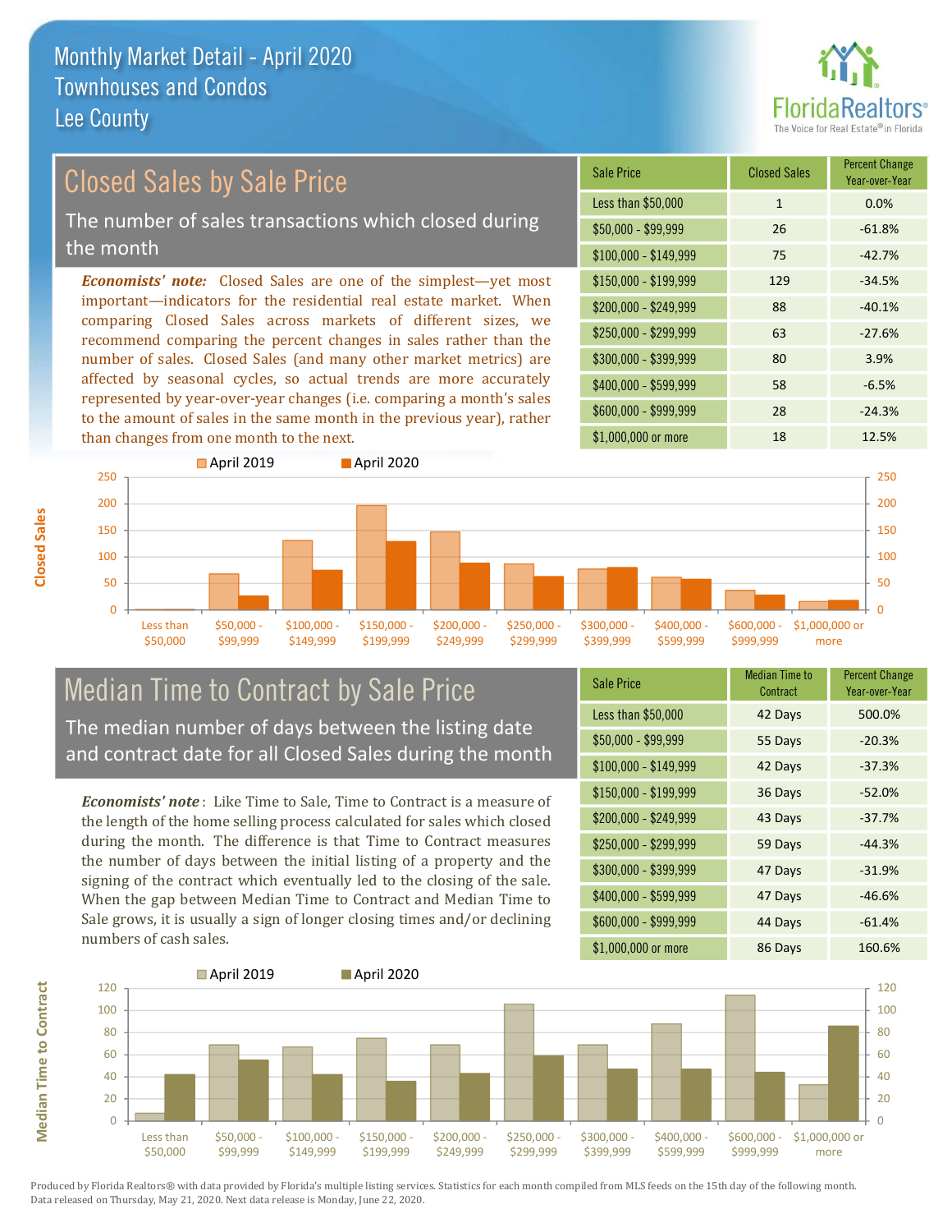# Monthly Market Detail - April 2020
## Townhouses and Condos
## Lee County

## Closed Sales by Sale Price

The number of sales transactions which closed during the month

***Economists' note:*** Closed Sales are one of the simplest—yet most important—indicators for the residential real estate market. When comparing Closed Sales across markets of different sizes, we recommend comparing the percent changes in sales rather than the number of sales. Closed Sales (and many other market metrics) are affected by seasonal cycles, so actual trends are more accurately represented by year-over-year changes (i.e. comparing a month's sales to the amount of sales in the same month in the previous year), rather than changes from one month to the next.

| Sale Price | Closed Sales | Percent Change Year-over-Year |
|---|---|---|
| Less than $50,000 | 1 | 0.0% |
| $50,000 - $99,999 | 26 | -61.8% |
| $100,000 - $149,999 | 75 | -42.7% |
| $150,000 - $199,999 | 129 | -34.5% |
| $200,000 - $249,999 | 88 | -40.1% |
| $250,000 - $299,999 | 63 | -27.6% |
| $300,000 - $399,999 | 80 | 3.9% |
| $400,000 - $599,999 | 58 | -6.5% |
| $600,000 - $999,999 | 28 | -24.3% |
| $1,000,000 or more | 18 | 12.5% |

## Median Time to Contract by Sale Price

The median number of days between the listing date and contract date for all Closed Sales during the month

***Economists' note*** : Like Time to Sale, Time to Contract is a measure of the length of the home selling process calculated for sales which closed during the month. The difference is that Time to Contract measures the number of days between the initial listing of a property and the signing of the contract which eventually led to the closing of the sale. When the gap between Median Time to Contract and Median Time to Sale grows, it is usually a sign of longer closing times and/or declining numbers of cash sales.

| Sale Price | Median Time to Contract | Percent Change Year-over-Year |
|---|---|---|
| Less than $50,000 | 42 Days | 500.0% |
| $50,000 - $99,999 | 55 Days | -20.3% |
| $100,000 - $149,999 | 42 Days | -37.3% |
| $150,000 - $199,999 | 36 Days | -52.0% |
| $200,000 - $249,999 | 43 Days | -37.7% |
| $250,000 - $299,999 | 59 Days | -44.3% |
| $300,000 - $399,999 | 47 Days | -31.9% |
| $400,000 - $599,999 | 47 Days | -46.6% |
| $600,000 - $999,999 | 44 Days | -61.4% |
| $1,000,000 or more | 86 Days | 160.6% |

Produced by Florida Realtors® with data provided by Florida's multiple listing services. Statistics for each month compiled from MLS feeds on the 15th day of the following month. Data released on Thursday, May 21, 2020. Next data release is Monday, June 22, 2020.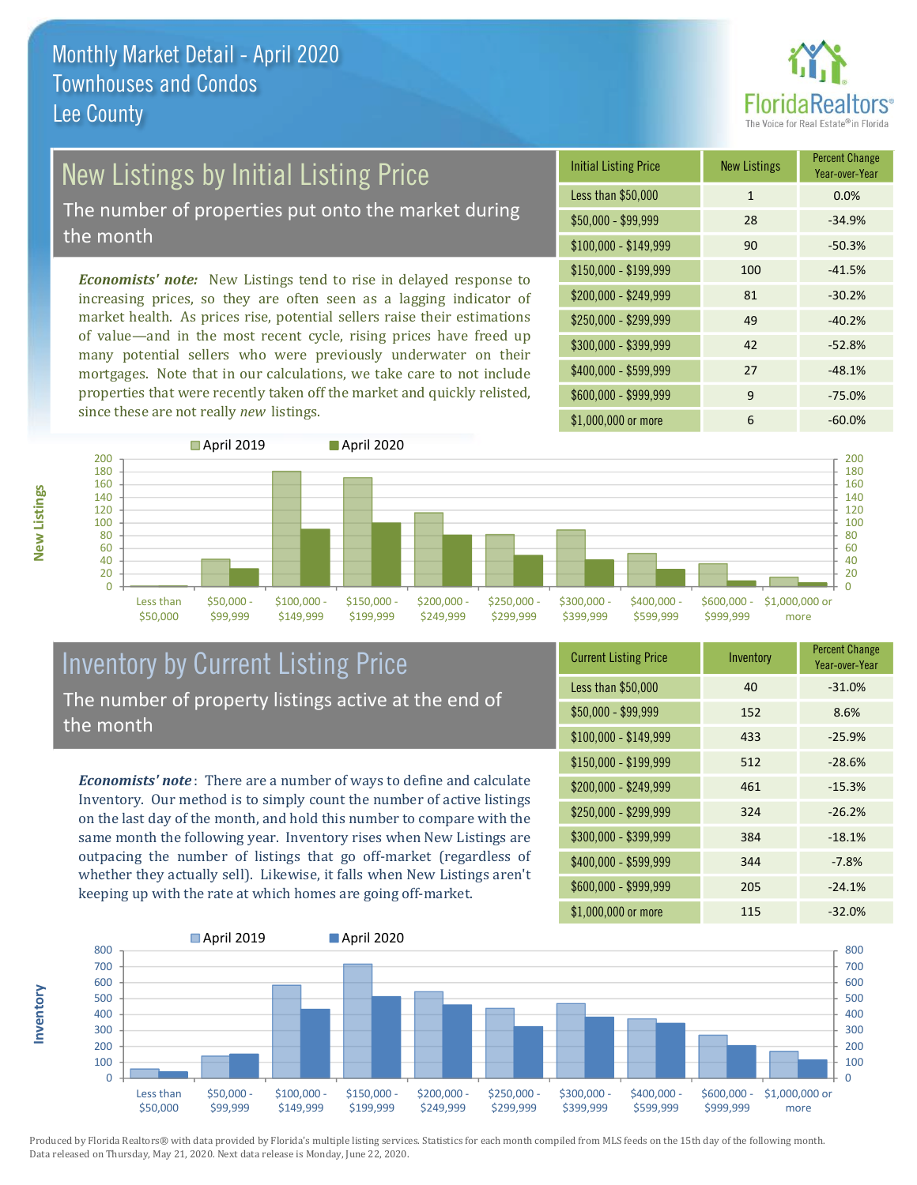# Monthly Market Detail - April 2020
## Townhouses and Condos
## Lee County

FloridaRealtors® The Voice for Real Estate® in Florida

## New Listings by Initial Listing Price

The number of properties put onto the market during the month

***Economists' note:*** New Listings tend to rise in delayed response to increasing prices, so they are often seen as a lagging indicator of market health. As prices rise, potential sellers raise their estimations of value—and in the most recent cycle, rising prices have freed up many potential sellers who were previously underwater on their mortgages. Note that in our calculations, we take care to not include properties that were recently taken off the market and quickly relisted, since these are not really *new* listings.

| Initial Listing Price | New Listings | Percent Change Year-over-Year |
|---|---|---|
| Less than $50,000 | 1 | 0.0% |
| $50,000 - $99,999 | 28 | -34.9% |
| $100,000 - $149,999 | 90 | -50.3% |
| $150,000 - $199,999 | 100 | -41.5% |
| $200,000 - $249,999 | 81 | -30.2% |
| $250,000 - $299,999 | 49 | -40.2% |
| $300,000 - $399,999 | 42 | -52.8% |
| $400,000 - $599,999 | 27 | -48.1% |
| $600,000 - $999,999 | 9 | -75.0% |
| $1,000,000 or more | 6 | -60.0% |

## Inventory by Current Listing Price

The number of property listings active at the end of the month

***Economists' note***: There are a number of ways to define and calculate Inventory. Our method is to simply count the number of active listings on the last day of the month, and hold this number to compare with the same month the following year. Inventory rises when New Listings are outpacing the number of listings that go off-market (regardless of whether they actually sell). Likewise, it falls when New Listings aren't keeping up with the rate at which homes are going off-market.

| Current Listing Price | Inventory | Percent Change Year-over-Year |
|---|---|---|
| Less than $50,000 | 40 | -31.0% |
| $50,000 - $99,999 | 152 | 8.6% |
| $100,000 - $149,999 | 433 | -25.9% |
| $150,000 - $199,999 | 512 | -28.6% |
| $200,000 - $249,999 | 461 | -15.3% |
| $250,000 - $299,999 | 324 | -26.2% |
| $300,000 - $399,999 | 384 | -18.1% |
| $400,000 - $599,999 | 344 | -7.8% |
| $600,000 - $999,999 | 205 | -24.1% |
| $1,000,000 or more | 115 | -32.0% |

Produced by Florida Realtors® with data provided by Florida's multiple listing services. Statistics for each month compiled from MLS feeds on the 15th day of the following month. Data released on Thursday, May 21, 2020. Next data release is Monday, June 22, 2020.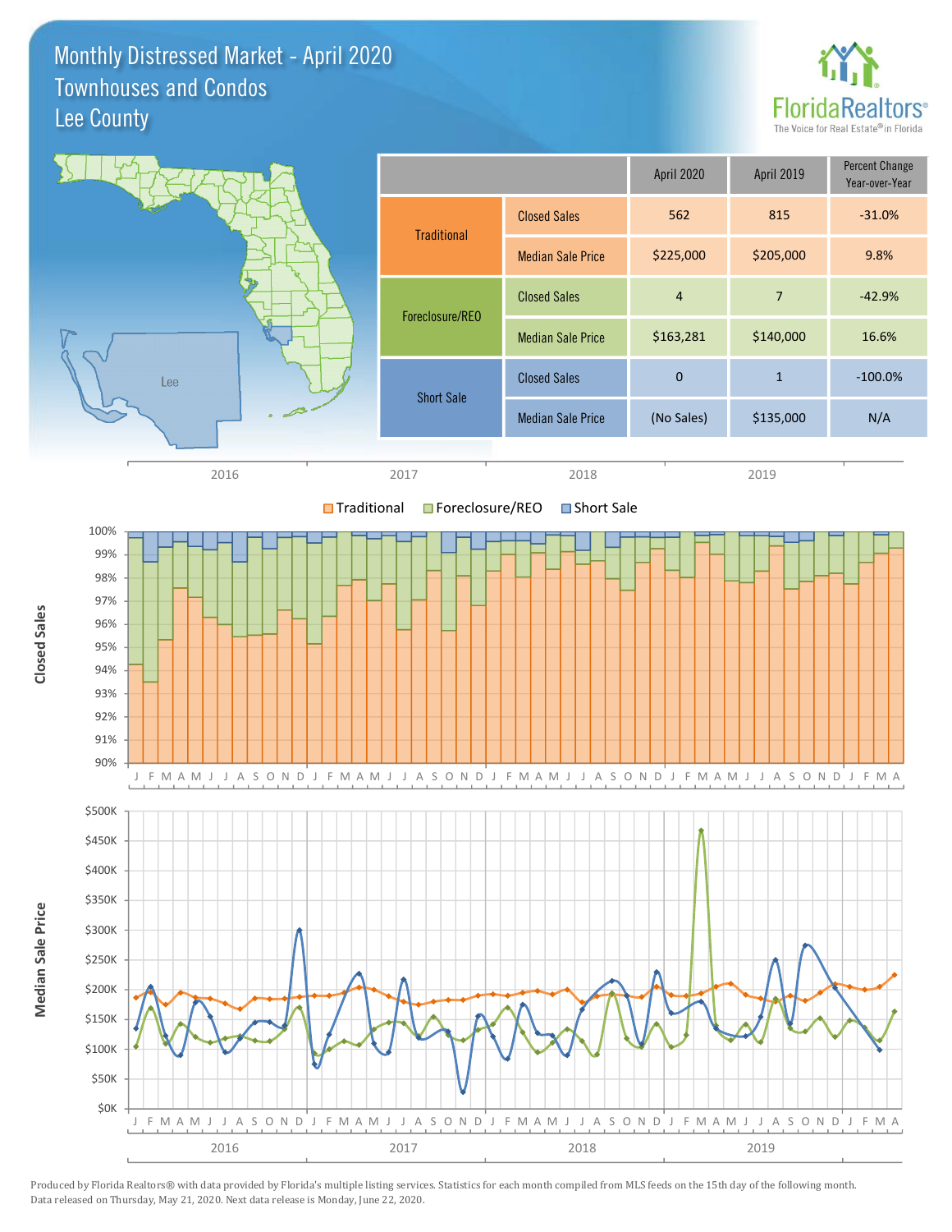# Monthly Distressed Market - April 2020
## Townhouses and Condos
## Lee County

FloridaRealtors®
The Voice for Real Estate® in Florida

| | | April 2020 | April 2019 | Percent Change Year-over-Year |
|---|---|---|---|---|
| Traditional | Closed Sales | 562 | 815 | -31.0% |
| | Median Sale Price | $225,000 | $205,000 | 9.8% |
| Foreclosure/REO | Closed Sales | 4 | 7 | -42.9% |
| | Median Sale Price | $163,281 | $140,000 | 16.6% |
| Short Sale | Closed Sales | 0 | 1 | -100.0% |
| | Median Sale Price | (No Sales) | $135,000 | N/A |

Lee

2016 2017 2018 2019

Traditional Foreclosure/REO Short Sale

Closed Sales

100% 99% 98% 97% 96% 95% 94% 93% 92% 91% 90%

J F M A M J J A S O N D J F M A M J J A S O N D J F M A M J J A S O N D J F M A M J J A S O N D J F M A

Median Sale Price

$500K $450K $400K $350K $300K $250K $200K $150K $100K $50K $0K

J F M A M J J A S O N D J F M A M J J A S O N D J F M A M J J A S O N D J F M A M J J A S O N D J F M A

2016 2017 2018 2019

Produced by Florida Realtors® with data provided by Florida's multiple listing services. Statistics for each month compiled from MLS feeds on the 15th day of the following month. Data released on Thursday, May 21, 2020. Next data release is Monday, June 22, 2020.